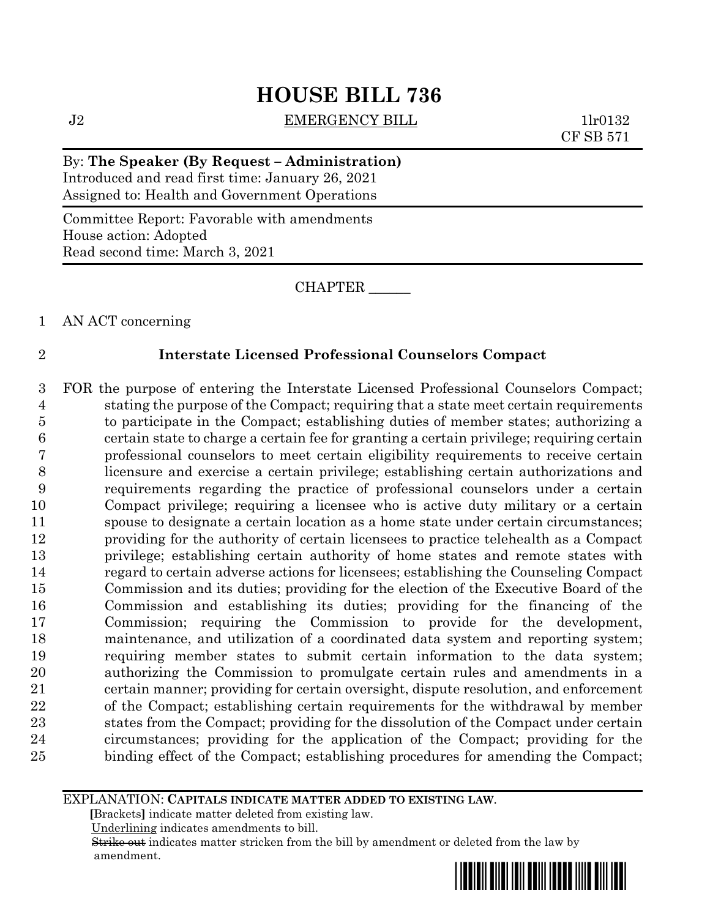# HOUSE BILL 736

J2 EMERGENCY BILL 1lr0132
CF SB 571

By: **The Speaker (By Request – Administration)**
Introduced and read first time: January 26, 2021
Assigned to: Health and Government Operations

Committee Report: Favorable with amendments
House action: Adopted
Read second time: March 3, 2021

CHAPTER ______

AN ACT concerning

**Interstate Licensed Professional Counselors Compact**

FOR the purpose of entering the Interstate Licensed Professional Counselors Compact; stating the purpose of the Compact; requiring that a state meet certain requirements to participate in the Compact; establishing duties of member states; authorizing a certain state to charge a certain fee for granting a certain privilege; requiring certain professional counselors to meet certain eligibility requirements to receive certain licensure and exercise a certain privilege; establishing certain authorizations and requirements regarding the practice of professional counselors under a certain Compact privilege; requiring a licensee who is active duty military or a certain spouse to designate a certain location as a home state under certain circumstances; providing for the authority of certain licensees to practice telehealth as a Compact privilege; establishing certain authority of home states and remote states with regard to certain adverse actions for licensees; establishing the Counseling Compact Commission and its duties; providing for the election of the Executive Board of the Commission and establishing its duties; providing for the financing of the Commission; requiring the Commission to provide for the development, maintenance, and utilization of a coordinated data system and reporting system; requiring member states to submit certain information to the data system; authorizing the Commission to promulgate certain rules and amendments in a certain manner; providing for certain oversight, dispute resolution, and enforcement of the Compact; establishing certain requirements for the withdrawal by member states from the Compact; providing for the dissolution of the Compact under certain circumstances; providing for the application of the Compact; providing for the binding effect of the Compact; establishing procedures for amending the Compact;

EXPLANATION: **CAPITALS INDICATE MATTER ADDED TO EXISTING LAW.**
**[**Brackets**]** indicate matter deleted from existing law.
Underlining indicates amendments to bill.
~~Strike out~~ indicates matter stricken from the bill by amendment or deleted from the law by amendment.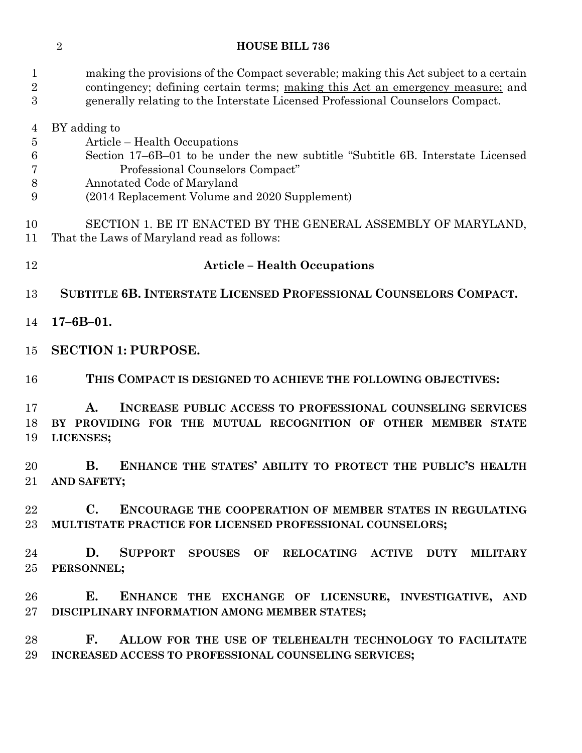making the provisions of the Compact severable; making this Act subject to a certain contingency; defining certain terms; making this Act an emergency measure; and generally relating to the Interstate Licensed Professional Counselors Compact.

BY adding to
Article – Health Occupations
Section 17–6B–01 to be under the new subtitle "Subtitle 6B. Interstate Licensed Professional Counselors Compact"
Annotated Code of Maryland
(2014 Replacement Volume and 2020 Supplement)

SECTION 1. BE IT ENACTED BY THE GENERAL ASSEMBLY OF MARYLAND, That the Laws of Maryland read as follows:

**Article – Health Occupations**

**SUBTITLE 6B. INTERSTATE LICENSED PROFESSIONAL COUNSELORS COMPACT.**

**17–6B–01.**

**SECTION 1: PURPOSE.**

**THIS COMPACT IS DESIGNED TO ACHIEVE THE FOLLOWING OBJECTIVES:**

**A. INCREASE PUBLIC ACCESS TO PROFESSIONAL COUNSELING SERVICES BY PROVIDING FOR THE MUTUAL RECOGNITION OF OTHER MEMBER STATE LICENSES;**

**B. ENHANCE THE STATES' ABILITY TO PROTECT THE PUBLIC'S HEALTH AND SAFETY;**

**C. ENCOURAGE THE COOPERATION OF MEMBER STATES IN REGULATING MULTISTATE PRACTICE FOR LICENSED PROFESSIONAL COUNSELORS;**

**D. SUPPORT SPOUSES OF RELOCATING ACTIVE DUTY MILITARY PERSONNEL;**

**E. ENHANCE THE EXCHANGE OF LICENSURE, INVESTIGATIVE, AND DISCIPLINARY INFORMATION AMONG MEMBER STATES;**

**F. ALLOW FOR THE USE OF TELEHEALTH TECHNOLOGY TO FACILITATE INCREASED ACCESS TO PROFESSIONAL COUNSELING SERVICES;**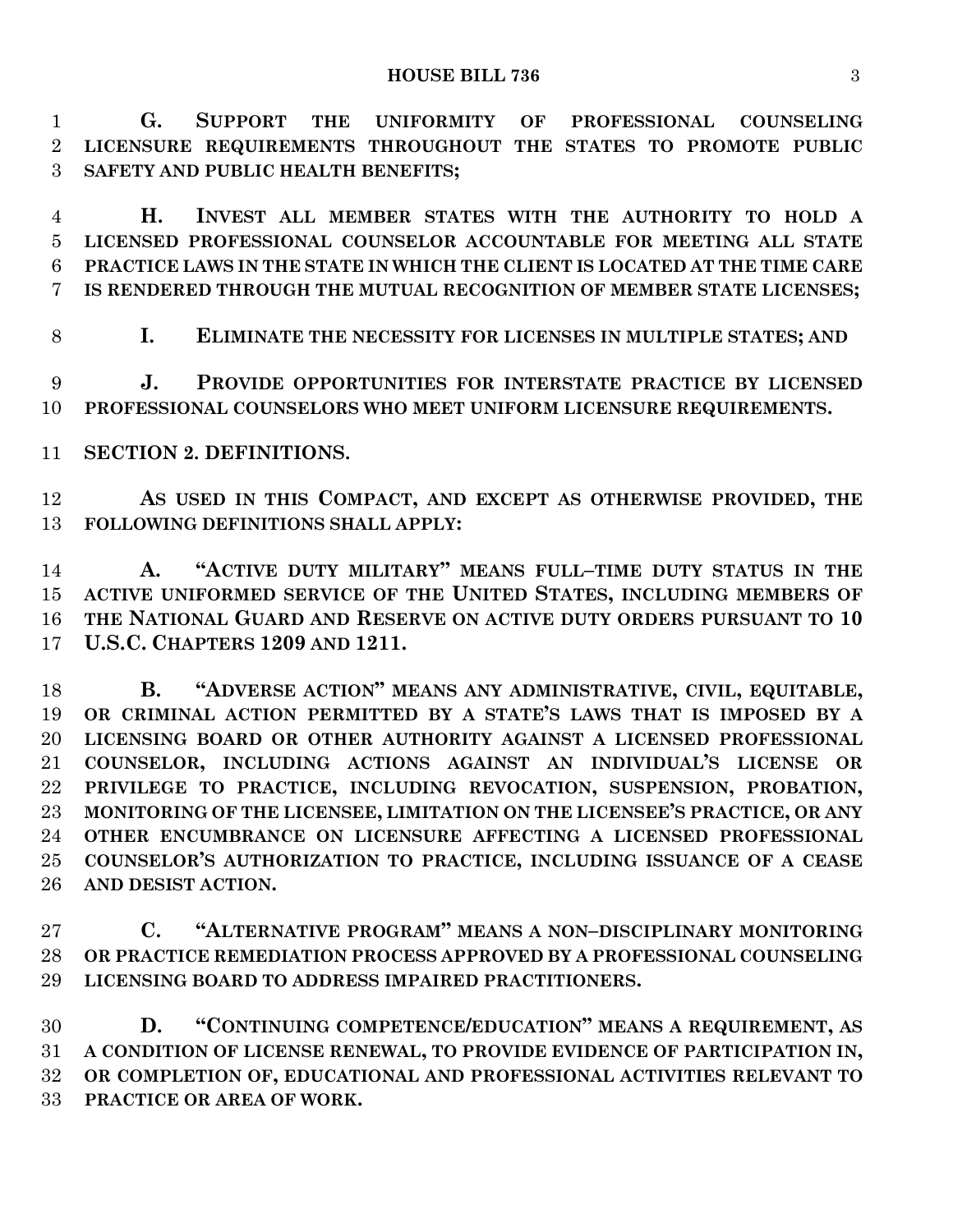**G. SUPPORT THE UNIFORMITY OF PROFESSIONAL COUNSELING LICENSURE REQUIREMENTS THROUGHOUT THE STATES TO PROMOTE PUBLIC SAFETY AND PUBLIC HEALTH BENEFITS;**

**H. INVEST ALL MEMBER STATES WITH THE AUTHORITY TO HOLD A LICENSED PROFESSIONAL COUNSELOR ACCOUNTABLE FOR MEETING ALL STATE PRACTICE LAWS IN THE STATE IN WHICH THE CLIENT IS LOCATED AT THE TIME CARE IS RENDERED THROUGH THE MUTUAL RECOGNITION OF MEMBER STATE LICENSES;**

**I. ELIMINATE THE NECESSITY FOR LICENSES IN MULTIPLE STATES; AND**

**J. PROVIDE OPPORTUNITIES FOR INTERSTATE PRACTICE BY LICENSED PROFESSIONAL COUNSELORS WHO MEET UNIFORM LICENSURE REQUIREMENTS.**

**SECTION 2. DEFINITIONS.**

**AS USED IN THIS COMPACT, AND EXCEPT AS OTHERWISE PROVIDED, THE FOLLOWING DEFINITIONS SHALL APPLY:**

**A. "ACTIVE DUTY MILITARY" MEANS FULL–TIME DUTY STATUS IN THE ACTIVE UNIFORMED SERVICE OF THE UNITED STATES, INCLUDING MEMBERS OF THE NATIONAL GUARD AND RESERVE ON ACTIVE DUTY ORDERS PURSUANT TO 10 U.S.C. CHAPTERS 1209 AND 1211.**

**B. "ADVERSE ACTION" MEANS ANY ADMINISTRATIVE, CIVIL, EQUITABLE, OR CRIMINAL ACTION PERMITTED BY A STATE'S LAWS THAT IS IMPOSED BY A LICENSING BOARD OR OTHER AUTHORITY AGAINST A LICENSED PROFESSIONAL COUNSELOR, INCLUDING ACTIONS AGAINST AN INDIVIDUAL'S LICENSE OR PRIVILEGE TO PRACTICE, INCLUDING REVOCATION, SUSPENSION, PROBATION, MONITORING OF THE LICENSEE, LIMITATION ON THE LICENSEE'S PRACTICE, OR ANY OTHER ENCUMBRANCE ON LICENSURE AFFECTING A LICENSED PROFESSIONAL COUNSELOR'S AUTHORIZATION TO PRACTICE, INCLUDING ISSUANCE OF A CEASE AND DESIST ACTION.**

**C. "ALTERNATIVE PROGRAM" MEANS A NON–DISCIPLINARY MONITORING OR PRACTICE REMEDIATION PROCESS APPROVED BY A PROFESSIONAL COUNSELING LICENSING BOARD TO ADDRESS IMPAIRED PRACTITIONERS.**

**D. "CONTINUING COMPETENCE/EDUCATION" MEANS A REQUIREMENT, AS A CONDITION OF LICENSE RENEWAL, TO PROVIDE EVIDENCE OF PARTICIPATION IN, OR COMPLETION OF, EDUCATIONAL AND PROFESSIONAL ACTIVITIES RELEVANT TO PRACTICE OR AREA OF WORK.**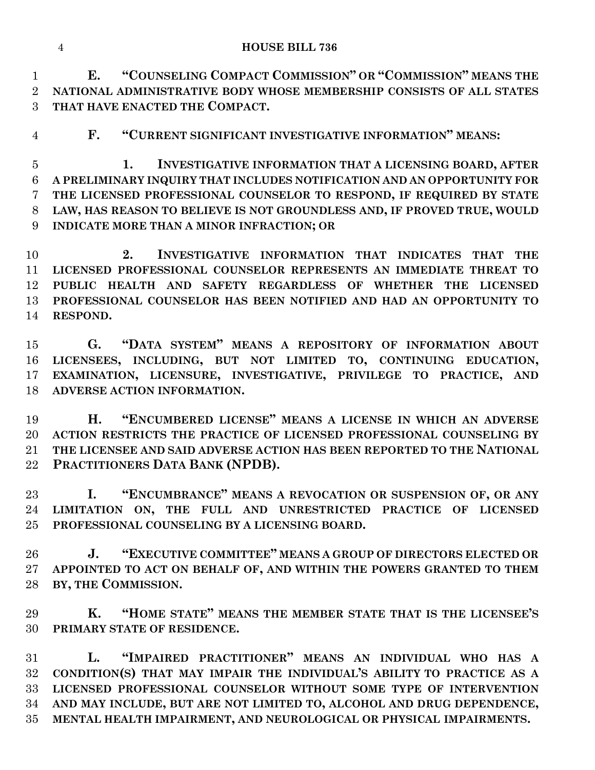**E. "COUNSELING COMPACT COMMISSION" OR "COMMISSION" MEANS THE NATIONAL ADMINISTRATIVE BODY WHOSE MEMBERSHIP CONSISTS OF ALL STATES THAT HAVE ENACTED THE COMPACT.**

**F. "CURRENT SIGNIFICANT INVESTIGATIVE INFORMATION" MEANS:**

**1. INVESTIGATIVE INFORMATION THAT A LICENSING BOARD, AFTER A PRELIMINARY INQUIRY THAT INCLUDES NOTIFICATION AND AN OPPORTUNITY FOR THE LICENSED PROFESSIONAL COUNSELOR TO RESPOND, IF REQUIRED BY STATE LAW, HAS REASON TO BELIEVE IS NOT GROUNDLESS AND, IF PROVED TRUE, WOULD INDICATE MORE THAN A MINOR INFRACTION; OR**

**2. INVESTIGATIVE INFORMATION THAT INDICATES THAT THE LICENSED PROFESSIONAL COUNSELOR REPRESENTS AN IMMEDIATE THREAT TO PUBLIC HEALTH AND SAFETY REGARDLESS OF WHETHER THE LICENSED PROFESSIONAL COUNSELOR HAS BEEN NOTIFIED AND HAD AN OPPORTUNITY TO RESPOND.**

**G. "DATA SYSTEM" MEANS A REPOSITORY OF INFORMATION ABOUT LICENSEES, INCLUDING, BUT NOT LIMITED TO, CONTINUING EDUCATION, EXAMINATION, LICENSURE, INVESTIGATIVE, PRIVILEGE TO PRACTICE, AND ADVERSE ACTION INFORMATION.**

**H. "ENCUMBERED LICENSE" MEANS A LICENSE IN WHICH AN ADVERSE ACTION RESTRICTS THE PRACTICE OF LICENSED PROFESSIONAL COUNSELING BY THE LICENSEE AND SAID ADVERSE ACTION HAS BEEN REPORTED TO THE NATIONAL PRACTITIONERS DATA BANK (NPDB).**

**I. "ENCUMBRANCE" MEANS A REVOCATION OR SUSPENSION OF, OR ANY LIMITATION ON, THE FULL AND UNRESTRICTED PRACTICE OF LICENSED PROFESSIONAL COUNSELING BY A LICENSING BOARD.**

**J. "EXECUTIVE COMMITTEE" MEANS A GROUP OF DIRECTORS ELECTED OR APPOINTED TO ACT ON BEHALF OF, AND WITHIN THE POWERS GRANTED TO THEM BY, THE COMMISSION.**

**K. "HOME STATE" MEANS THE MEMBER STATE THAT IS THE LICENSEE'S PRIMARY STATE OF RESIDENCE.**

**L. "IMPAIRED PRACTITIONER" MEANS AN INDIVIDUAL WHO HAS A CONDITION(S) THAT MAY IMPAIR THE INDIVIDUAL'S ABILITY TO PRACTICE AS A LICENSED PROFESSIONAL COUNSELOR WITHOUT SOME TYPE OF INTERVENTION AND MAY INCLUDE, BUT ARE NOT LIMITED TO, ALCOHOL AND DRUG DEPENDENCE, MENTAL HEALTH IMPAIRMENT, AND NEUROLOGICAL OR PHYSICAL IMPAIRMENTS.**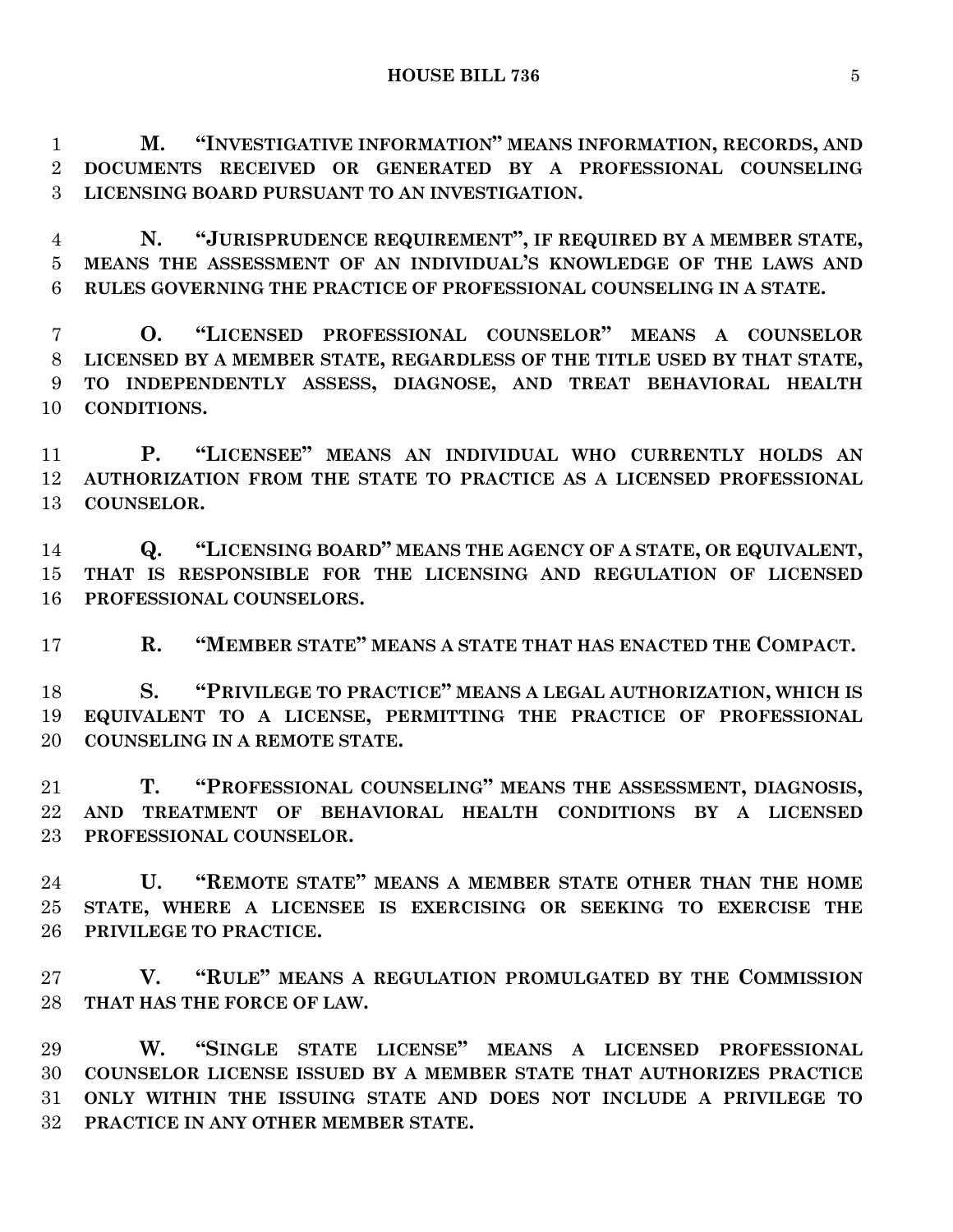**M. "INVESTIGATIVE INFORMATION" MEANS INFORMATION, RECORDS, AND DOCUMENTS RECEIVED OR GENERATED BY A PROFESSIONAL COUNSELING LICENSING BOARD PURSUANT TO AN INVESTIGATION.**

**N. "JURISPRUDENCE REQUIREMENT", IF REQUIRED BY A MEMBER STATE, MEANS THE ASSESSMENT OF AN INDIVIDUAL'S KNOWLEDGE OF THE LAWS AND RULES GOVERNING THE PRACTICE OF PROFESSIONAL COUNSELING IN A STATE.**

**O. "LICENSED PROFESSIONAL COUNSELOR" MEANS A COUNSELOR LICENSED BY A MEMBER STATE, REGARDLESS OF THE TITLE USED BY THAT STATE, TO INDEPENDENTLY ASSESS, DIAGNOSE, AND TREAT BEHAVIORAL HEALTH CONDITIONS.**

**P. "LICENSEE" MEANS AN INDIVIDUAL WHO CURRENTLY HOLDS AN AUTHORIZATION FROM THE STATE TO PRACTICE AS A LICENSED PROFESSIONAL COUNSELOR.**

**Q. "LICENSING BOARD" MEANS THE AGENCY OF A STATE, OR EQUIVALENT, THAT IS RESPONSIBLE FOR THE LICENSING AND REGULATION OF LICENSED PROFESSIONAL COUNSELORS.**

**R. "MEMBER STATE" MEANS A STATE THAT HAS ENACTED THE COMPACT.**

**S. "PRIVILEGE TO PRACTICE" MEANS A LEGAL AUTHORIZATION, WHICH IS EQUIVALENT TO A LICENSE, PERMITTING THE PRACTICE OF PROFESSIONAL COUNSELING IN A REMOTE STATE.**

**T. "PROFESSIONAL COUNSELING" MEANS THE ASSESSMENT, DIAGNOSIS, AND TREATMENT OF BEHAVIORAL HEALTH CONDITIONS BY A LICENSED PROFESSIONAL COUNSELOR.**

**U. "REMOTE STATE" MEANS A MEMBER STATE OTHER THAN THE HOME STATE, WHERE A LICENSEE IS EXERCISING OR SEEKING TO EXERCISE THE PRIVILEGE TO PRACTICE.**

**V. "RULE" MEANS A REGULATION PROMULGATED BY THE COMMISSION THAT HAS THE FORCE OF LAW.**

**W. "SINGLE STATE LICENSE" MEANS A LICENSED PROFESSIONAL COUNSELOR LICENSE ISSUED BY A MEMBER STATE THAT AUTHORIZES PRACTICE ONLY WITHIN THE ISSUING STATE AND DOES NOT INCLUDE A PRIVILEGE TO PRACTICE IN ANY OTHER MEMBER STATE.**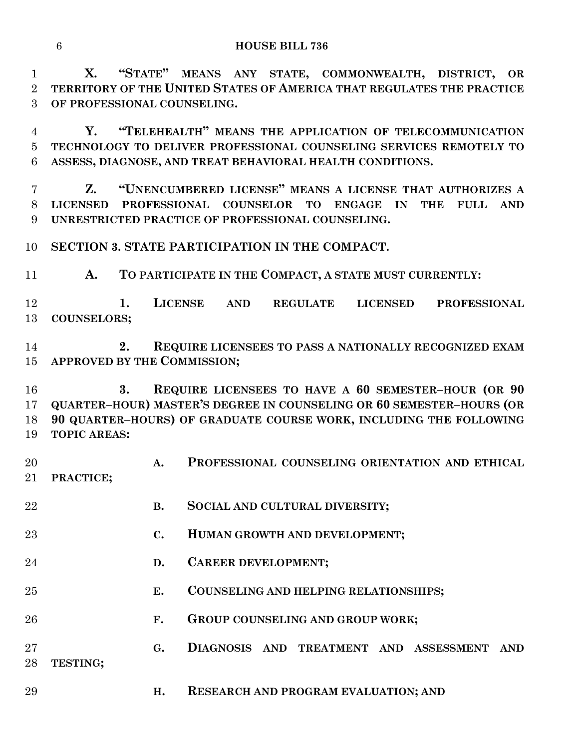**X. "STATE" MEANS ANY STATE, COMMONWEALTH, DISTRICT, OR TERRITORY OF THE UNITED STATES OF AMERICA THAT REGULATES THE PRACTICE OF PROFESSIONAL COUNSELING.**

**Y. "TELEHEALTH" MEANS THE APPLICATION OF TELECOMMUNICATION TECHNOLOGY TO DELIVER PROFESSIONAL COUNSELING SERVICES REMOTELY TO ASSESS, DIAGNOSE, AND TREAT BEHAVIORAL HEALTH CONDITIONS.**

**Z. "UNENCUMBERED LICENSE" MEANS A LICENSE THAT AUTHORIZES A LICENSED PROFESSIONAL COUNSELOR TO ENGAGE IN THE FULL AND UNRESTRICTED PRACTICE OF PROFESSIONAL COUNSELING.**

**SECTION 3. STATE PARTICIPATION IN THE COMPACT.**

**A. TO PARTICIPATE IN THE COMPACT, A STATE MUST CURRENTLY:**

**1. LICENSE AND REGULATE LICENSED PROFESSIONAL COUNSELORS;**

**2. REQUIRE LICENSEES TO PASS A NATIONALLY RECOGNIZED EXAM APPROVED BY THE COMMISSION;**

**3. REQUIRE LICENSEES TO HAVE A 60 SEMESTER–HOUR (OR 90 QUARTER–HOUR) MASTER'S DEGREE IN COUNSELING OR 60 SEMESTER–HOURS (OR 90 QUARTER–HOURS) OF GRADUATE COURSE WORK, INCLUDING THE FOLLOWING TOPIC AREAS:**

**A. PROFESSIONAL COUNSELING ORIENTATION AND ETHICAL PRACTICE;**

**B. SOCIAL AND CULTURAL DIVERSITY;**

**C. HUMAN GROWTH AND DEVELOPMENT;**

**D. CAREER DEVELOPMENT;**

**E. COUNSELING AND HELPING RELATIONSHIPS;**

**F. GROUP COUNSELING AND GROUP WORK;**

**G. DIAGNOSIS AND TREATMENT AND ASSESSMENT AND TESTING;**

**H. RESEARCH AND PROGRAM EVALUATION; AND**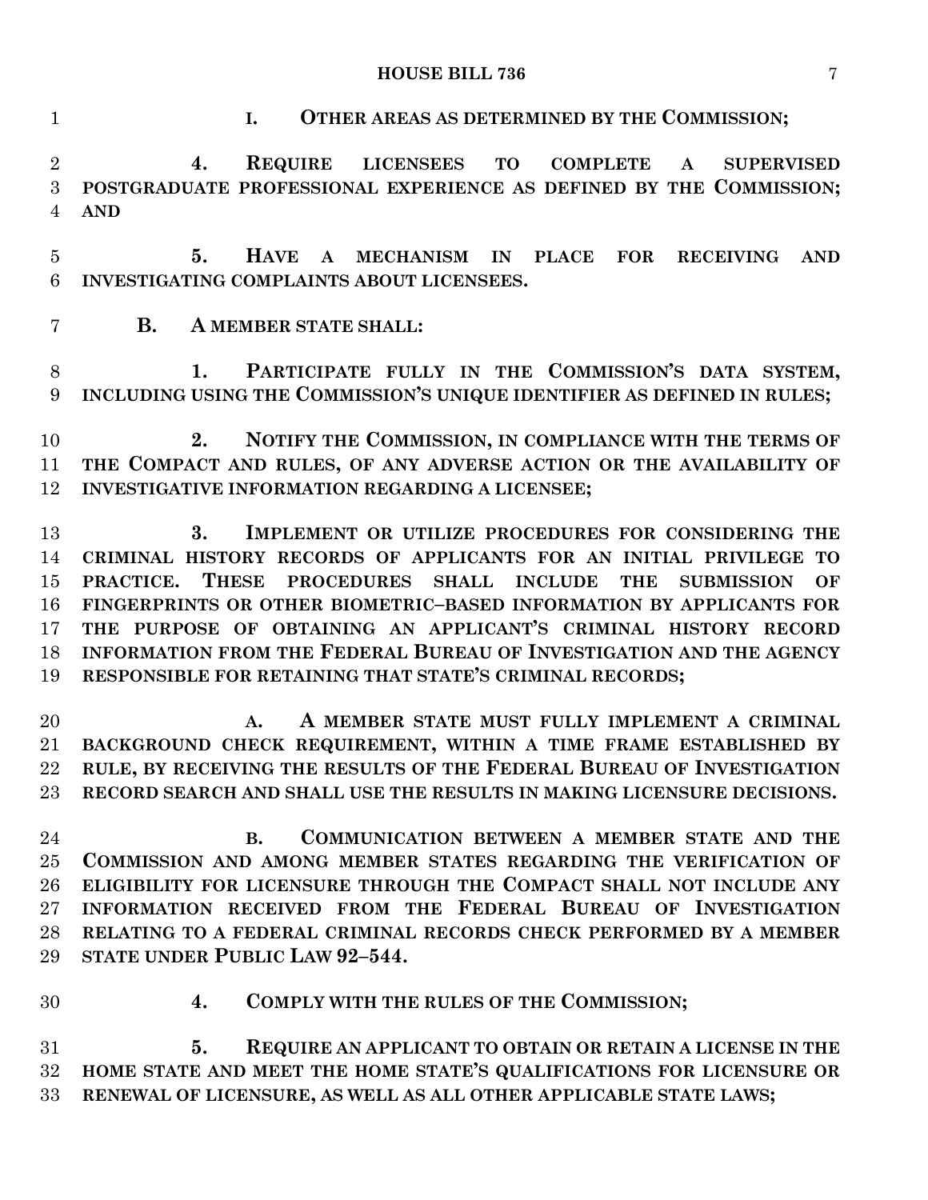**I. OTHER AREAS AS DETERMINED BY THE COMMISSION;**

**4. REQUIRE LICENSEES TO COMPLETE A SUPERVISED POSTGRADUATE PROFESSIONAL EXPERIENCE AS DEFINED BY THE COMMISSION; AND**

**5. HAVE A MECHANISM IN PLACE FOR RECEIVING AND INVESTIGATING COMPLAINTS ABOUT LICENSEES.**

**B. A MEMBER STATE SHALL:**

**1. PARTICIPATE FULLY IN THE COMMISSION'S DATA SYSTEM, INCLUDING USING THE COMMISSION'S UNIQUE IDENTIFIER AS DEFINED IN RULES;**

**2. NOTIFY THE COMMISSION, IN COMPLIANCE WITH THE TERMS OF THE COMPACT AND RULES, OF ANY ADVERSE ACTION OR THE AVAILABILITY OF INVESTIGATIVE INFORMATION REGARDING A LICENSEE;**

**3. IMPLEMENT OR UTILIZE PROCEDURES FOR CONSIDERING THE CRIMINAL HISTORY RECORDS OF APPLICANTS FOR AN INITIAL PRIVILEGE TO PRACTICE. THESE PROCEDURES SHALL INCLUDE THE SUBMISSION OF FINGERPRINTS OR OTHER BIOMETRIC–BASED INFORMATION BY APPLICANTS FOR THE PURPOSE OF OBTAINING AN APPLICANT'S CRIMINAL HISTORY RECORD INFORMATION FROM THE FEDERAL BUREAU OF INVESTIGATION AND THE AGENCY RESPONSIBLE FOR RETAINING THAT STATE'S CRIMINAL RECORDS;**

**A. A MEMBER STATE MUST FULLY IMPLEMENT A CRIMINAL BACKGROUND CHECK REQUIREMENT, WITHIN A TIME FRAME ESTABLISHED BY RULE, BY RECEIVING THE RESULTS OF THE FEDERAL BUREAU OF INVESTIGATION RECORD SEARCH AND SHALL USE THE RESULTS IN MAKING LICENSURE DECISIONS.**

**B. COMMUNICATION BETWEEN A MEMBER STATE AND THE COMMISSION AND AMONG MEMBER STATES REGARDING THE VERIFICATION OF ELIGIBILITY FOR LICENSURE THROUGH THE COMPACT SHALL NOT INCLUDE ANY INFORMATION RECEIVED FROM THE FEDERAL BUREAU OF INVESTIGATION RELATING TO A FEDERAL CRIMINAL RECORDS CHECK PERFORMED BY A MEMBER STATE UNDER PUBLIC LAW 92–544.**

**4. COMPLY WITH THE RULES OF THE COMMISSION;**

**5. REQUIRE AN APPLICANT TO OBTAIN OR RETAIN A LICENSE IN THE HOME STATE AND MEET THE HOME STATE'S QUALIFICATIONS FOR LICENSURE OR RENEWAL OF LICENSURE, AS WELL AS ALL OTHER APPLICABLE STATE LAWS;**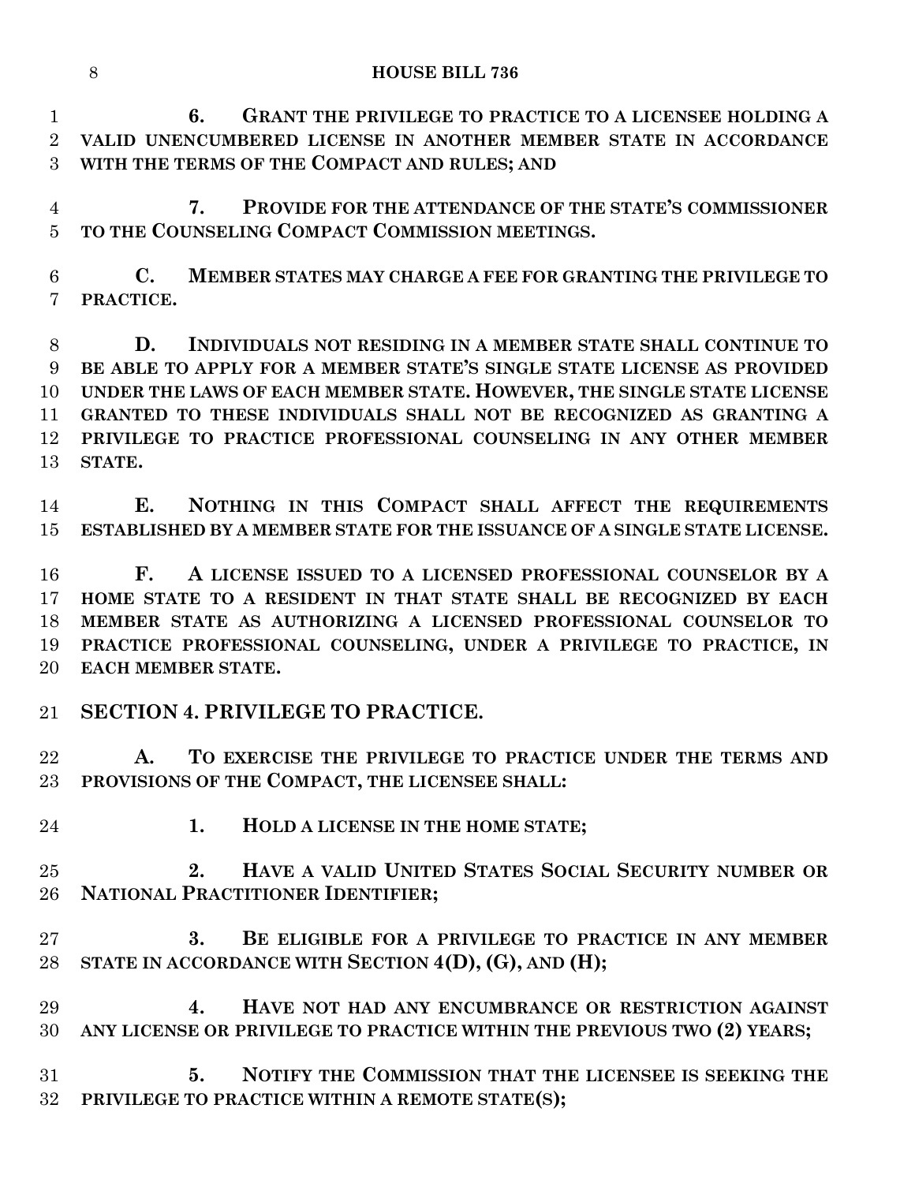**6. GRANT THE PRIVILEGE TO PRACTICE TO A LICENSEE HOLDING A VALID UNENCUMBERED LICENSE IN ANOTHER MEMBER STATE IN ACCORDANCE WITH THE TERMS OF THE COMPACT AND RULES; AND**

**7. PROVIDE FOR THE ATTENDANCE OF THE STATE'S COMMISSIONER TO THE COUNSELING COMPACT COMMISSION MEETINGS.**

**C. MEMBER STATES MAY CHARGE A FEE FOR GRANTING THE PRIVILEGE TO PRACTICE.**

**D. INDIVIDUALS NOT RESIDING IN A MEMBER STATE SHALL CONTINUE TO BE ABLE TO APPLY FOR A MEMBER STATE'S SINGLE STATE LICENSE AS PROVIDED UNDER THE LAWS OF EACH MEMBER STATE. HOWEVER, THE SINGLE STATE LICENSE GRANTED TO THESE INDIVIDUALS SHALL NOT BE RECOGNIZED AS GRANTING A PRIVILEGE TO PRACTICE PROFESSIONAL COUNSELING IN ANY OTHER MEMBER STATE.**

**E. NOTHING IN THIS COMPACT SHALL AFFECT THE REQUIREMENTS ESTABLISHED BY A MEMBER STATE FOR THE ISSUANCE OF A SINGLE STATE LICENSE.**

**F. A LICENSE ISSUED TO A LICENSED PROFESSIONAL COUNSELOR BY A HOME STATE TO A RESIDENT IN THAT STATE SHALL BE RECOGNIZED BY EACH MEMBER STATE AS AUTHORIZING A LICENSED PROFESSIONAL COUNSELOR TO PRACTICE PROFESSIONAL COUNSELING, UNDER A PRIVILEGE TO PRACTICE, IN EACH MEMBER STATE.**

## SECTION 4. PRIVILEGE TO PRACTICE.

**A. TO EXERCISE THE PRIVILEGE TO PRACTICE UNDER THE TERMS AND PROVISIONS OF THE COMPACT, THE LICENSEE SHALL:**

**1. HOLD A LICENSE IN THE HOME STATE;**

**2. HAVE A VALID UNITED STATES SOCIAL SECURITY NUMBER OR NATIONAL PRACTITIONER IDENTIFIER;**

**3. BE ELIGIBLE FOR A PRIVILEGE TO PRACTICE IN ANY MEMBER STATE IN ACCORDANCE WITH SECTION 4(D), (G), AND (H);**

**4. HAVE NOT HAD ANY ENCUMBRANCE OR RESTRICTION AGAINST ANY LICENSE OR PRIVILEGE TO PRACTICE WITHIN THE PREVIOUS TWO (2) YEARS;**

**5. NOTIFY THE COMMISSION THAT THE LICENSEE IS SEEKING THE PRIVILEGE TO PRACTICE WITHIN A REMOTE STATE(S);**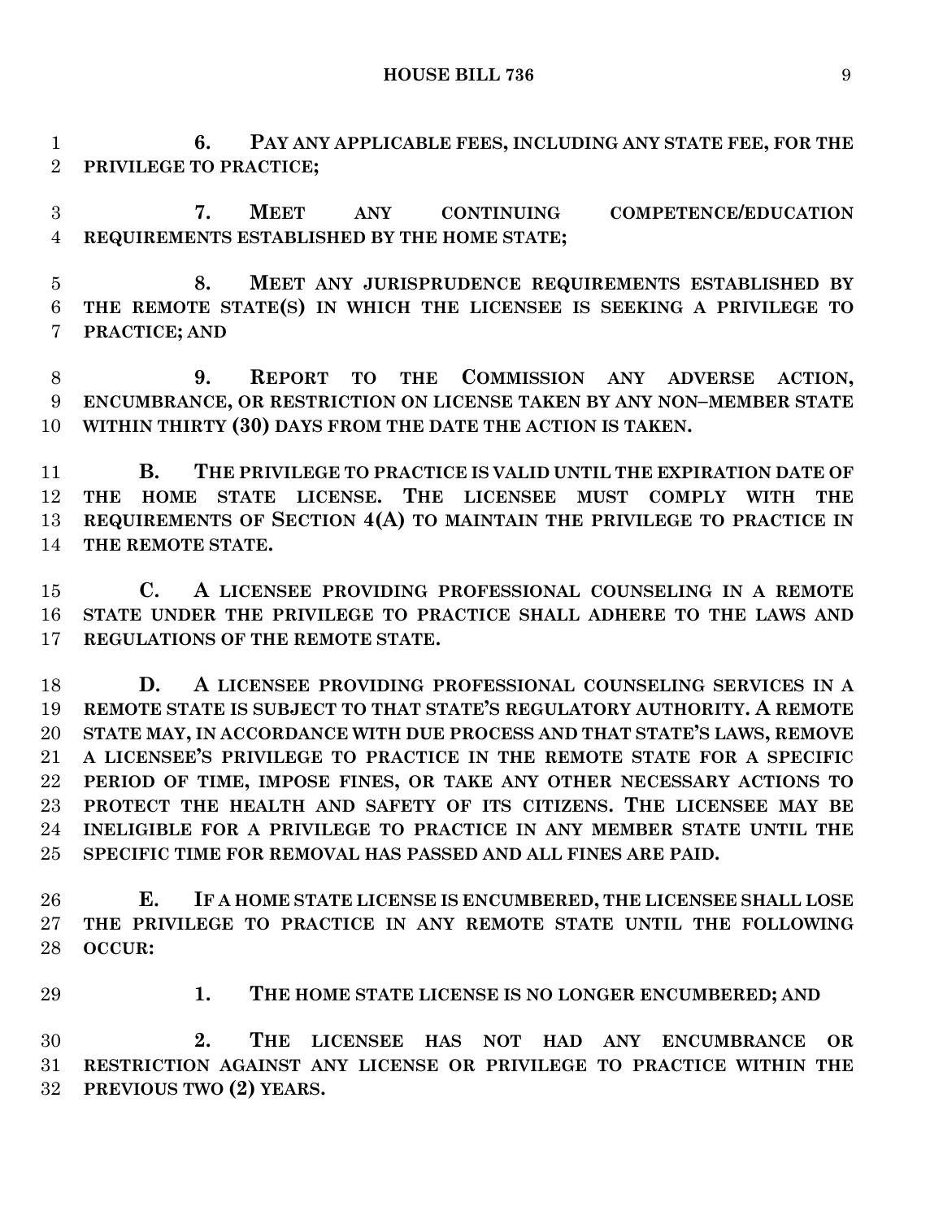**6. PAY ANY APPLICABLE FEES, INCLUDING ANY STATE FEE, FOR THE PRIVILEGE TO PRACTICE;**

**7. MEET ANY CONTINUING COMPETENCE/EDUCATION REQUIREMENTS ESTABLISHED BY THE HOME STATE;**

**8. MEET ANY JURISPRUDENCE REQUIREMENTS ESTABLISHED BY THE REMOTE STATE(S) IN WHICH THE LICENSEE IS SEEKING A PRIVILEGE TO PRACTICE; AND**

**9. REPORT TO THE COMMISSION ANY ADVERSE ACTION, ENCUMBRANCE, OR RESTRICTION ON LICENSE TAKEN BY ANY NON–MEMBER STATE WITHIN THIRTY (30) DAYS FROM THE DATE THE ACTION IS TAKEN.**

**B. THE PRIVILEGE TO PRACTICE IS VALID UNTIL THE EXPIRATION DATE OF THE HOME STATE LICENSE. THE LICENSEE MUST COMPLY WITH THE REQUIREMENTS OF SECTION 4(A) TO MAINTAIN THE PRIVILEGE TO PRACTICE IN THE REMOTE STATE.**

**C. A LICENSEE PROVIDING PROFESSIONAL COUNSELING IN A REMOTE STATE UNDER THE PRIVILEGE TO PRACTICE SHALL ADHERE TO THE LAWS AND REGULATIONS OF THE REMOTE STATE.**

**D. A LICENSEE PROVIDING PROFESSIONAL COUNSELING SERVICES IN A REMOTE STATE IS SUBJECT TO THAT STATE'S REGULATORY AUTHORITY. A REMOTE STATE MAY, IN ACCORDANCE WITH DUE PROCESS AND THAT STATE'S LAWS, REMOVE A LICENSEE'S PRIVILEGE TO PRACTICE IN THE REMOTE STATE FOR A SPECIFIC PERIOD OF TIME, IMPOSE FINES, OR TAKE ANY OTHER NECESSARY ACTIONS TO PROTECT THE HEALTH AND SAFETY OF ITS CITIZENS. THE LICENSEE MAY BE INELIGIBLE FOR A PRIVILEGE TO PRACTICE IN ANY MEMBER STATE UNTIL THE SPECIFIC TIME FOR REMOVAL HAS PASSED AND ALL FINES ARE PAID.**

**E. IF A HOME STATE LICENSE IS ENCUMBERED, THE LICENSEE SHALL LOSE THE PRIVILEGE TO PRACTICE IN ANY REMOTE STATE UNTIL THE FOLLOWING OCCUR:**

**1. THE HOME STATE LICENSE IS NO LONGER ENCUMBERED; AND**

**2. THE LICENSEE HAS NOT HAD ANY ENCUMBRANCE OR RESTRICTION AGAINST ANY LICENSE OR PRIVILEGE TO PRACTICE WITHIN THE PREVIOUS TWO (2) YEARS.**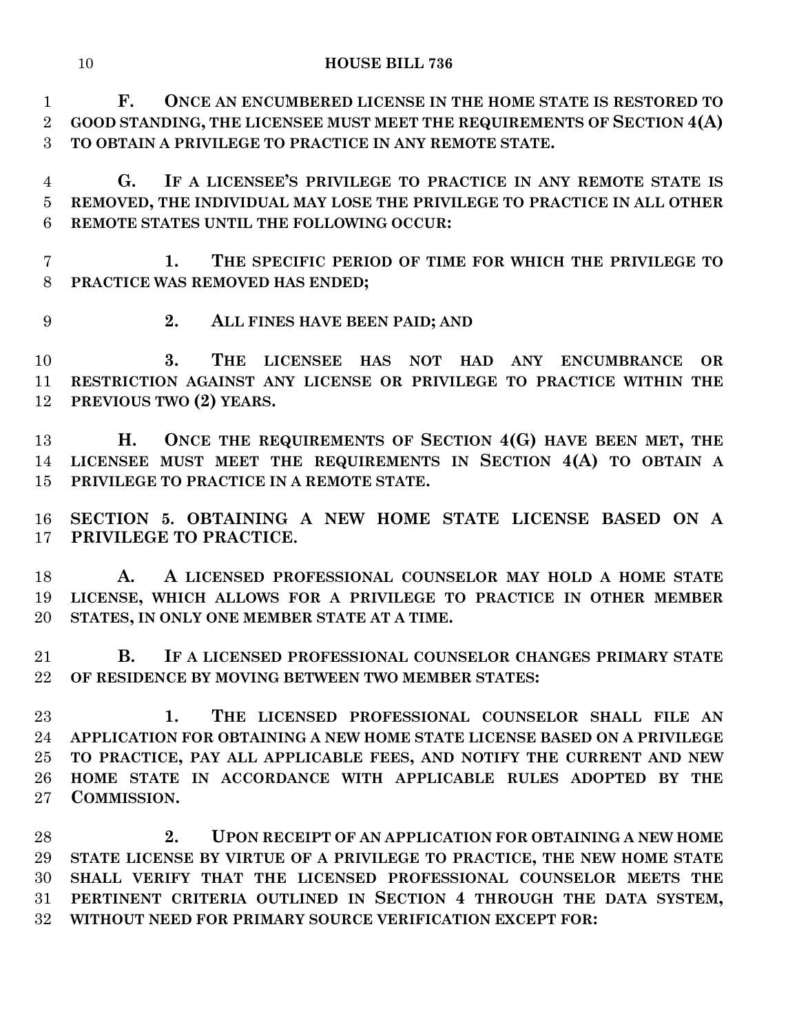**F. ONCE AN ENCUMBERED LICENSE IN THE HOME STATE IS RESTORED TO GOOD STANDING, THE LICENSEE MUST MEET THE REQUIREMENTS OF SECTION 4(A) TO OBTAIN A PRIVILEGE TO PRACTICE IN ANY REMOTE STATE.**

**G. IF A LICENSEE'S PRIVILEGE TO PRACTICE IN ANY REMOTE STATE IS REMOVED, THE INDIVIDUAL MAY LOSE THE PRIVILEGE TO PRACTICE IN ALL OTHER REMOTE STATES UNTIL THE FOLLOWING OCCUR:**

**1. THE SPECIFIC PERIOD OF TIME FOR WHICH THE PRIVILEGE TO PRACTICE WAS REMOVED HAS ENDED;**

**2. ALL FINES HAVE BEEN PAID; AND**

**3. THE LICENSEE HAS NOT HAD ANY ENCUMBRANCE OR RESTRICTION AGAINST ANY LICENSE OR PRIVILEGE TO PRACTICE WITHIN THE PREVIOUS TWO (2) YEARS.**

**H. ONCE THE REQUIREMENTS OF SECTION 4(G) HAVE BEEN MET, THE LICENSEE MUST MEET THE REQUIREMENTS IN SECTION 4(A) TO OBTAIN A PRIVILEGE TO PRACTICE IN A REMOTE STATE.**

**SECTION 5. OBTAINING A NEW HOME STATE LICENSE BASED ON A PRIVILEGE TO PRACTICE.**

**A. A LICENSED PROFESSIONAL COUNSELOR MAY HOLD A HOME STATE LICENSE, WHICH ALLOWS FOR A PRIVILEGE TO PRACTICE IN OTHER MEMBER STATES, IN ONLY ONE MEMBER STATE AT A TIME.**

**B. IF A LICENSED PROFESSIONAL COUNSELOR CHANGES PRIMARY STATE OF RESIDENCE BY MOVING BETWEEN TWO MEMBER STATES:**

**1. THE LICENSED PROFESSIONAL COUNSELOR SHALL FILE AN APPLICATION FOR OBTAINING A NEW HOME STATE LICENSE BASED ON A PRIVILEGE TO PRACTICE, PAY ALL APPLICABLE FEES, AND NOTIFY THE CURRENT AND NEW HOME STATE IN ACCORDANCE WITH APPLICABLE RULES ADOPTED BY THE COMMISSION.**

**2. UPON RECEIPT OF AN APPLICATION FOR OBTAINING A NEW HOME STATE LICENSE BY VIRTUE OF A PRIVILEGE TO PRACTICE, THE NEW HOME STATE SHALL VERIFY THAT THE LICENSED PROFESSIONAL COUNSELOR MEETS THE PERTINENT CRITERIA OUTLINED IN SECTION 4 THROUGH THE DATA SYSTEM, WITHOUT NEED FOR PRIMARY SOURCE VERIFICATION EXCEPT FOR:**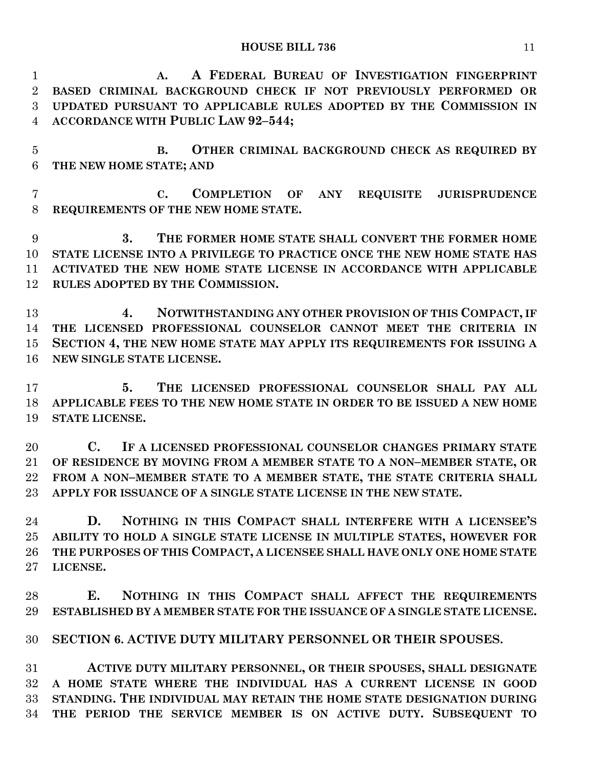**A. A FEDERAL BUREAU OF INVESTIGATION FINGERPRINT BASED CRIMINAL BACKGROUND CHECK IF NOT PREVIOUSLY PERFORMED OR UPDATED PURSUANT TO APPLICABLE RULES ADOPTED BY THE COMMISSION IN ACCORDANCE WITH PUBLIC LAW 92–544;**

**B. OTHER CRIMINAL BACKGROUND CHECK AS REQUIRED BY THE NEW HOME STATE; AND**

**C. COMPLETION OF ANY REQUISITE JURISPRUDENCE REQUIREMENTS OF THE NEW HOME STATE.**

**3. THE FORMER HOME STATE SHALL CONVERT THE FORMER HOME STATE LICENSE INTO A PRIVILEGE TO PRACTICE ONCE THE NEW HOME STATE HAS ACTIVATED THE NEW HOME STATE LICENSE IN ACCORDANCE WITH APPLICABLE RULES ADOPTED BY THE COMMISSION.**

**4. NOTWITHSTANDING ANY OTHER PROVISION OF THIS COMPACT, IF THE LICENSED PROFESSIONAL COUNSELOR CANNOT MEET THE CRITERIA IN SECTION 4, THE NEW HOME STATE MAY APPLY ITS REQUIREMENTS FOR ISSUING A NEW SINGLE STATE LICENSE.**

**5. THE LICENSED PROFESSIONAL COUNSELOR SHALL PAY ALL APPLICABLE FEES TO THE NEW HOME STATE IN ORDER TO BE ISSUED A NEW HOME STATE LICENSE.**

**C. IF A LICENSED PROFESSIONAL COUNSELOR CHANGES PRIMARY STATE OF RESIDENCE BY MOVING FROM A MEMBER STATE TO A NON–MEMBER STATE, OR FROM A NON–MEMBER STATE TO A MEMBER STATE, THE STATE CRITERIA SHALL APPLY FOR ISSUANCE OF A SINGLE STATE LICENSE IN THE NEW STATE.**

**D. NOTHING IN THIS COMPACT SHALL INTERFERE WITH A LICENSEE'S ABILITY TO HOLD A SINGLE STATE LICENSE IN MULTIPLE STATES, HOWEVER FOR THE PURPOSES OF THIS COMPACT, A LICENSEE SHALL HAVE ONLY ONE HOME STATE LICENSE.**

**E. NOTHING IN THIS COMPACT SHALL AFFECT THE REQUIREMENTS ESTABLISHED BY A MEMBER STATE FOR THE ISSUANCE OF A SINGLE STATE LICENSE.**

**SECTION 6. ACTIVE DUTY MILITARY PERSONNEL OR THEIR SPOUSES.**

**ACTIVE DUTY MILITARY PERSONNEL, OR THEIR SPOUSES, SHALL DESIGNATE A HOME STATE WHERE THE INDIVIDUAL HAS A CURRENT LICENSE IN GOOD STANDING. THE INDIVIDUAL MAY RETAIN THE HOME STATE DESIGNATION DURING THE PERIOD THE SERVICE MEMBER IS ON ACTIVE DUTY. SUBSEQUENT TO**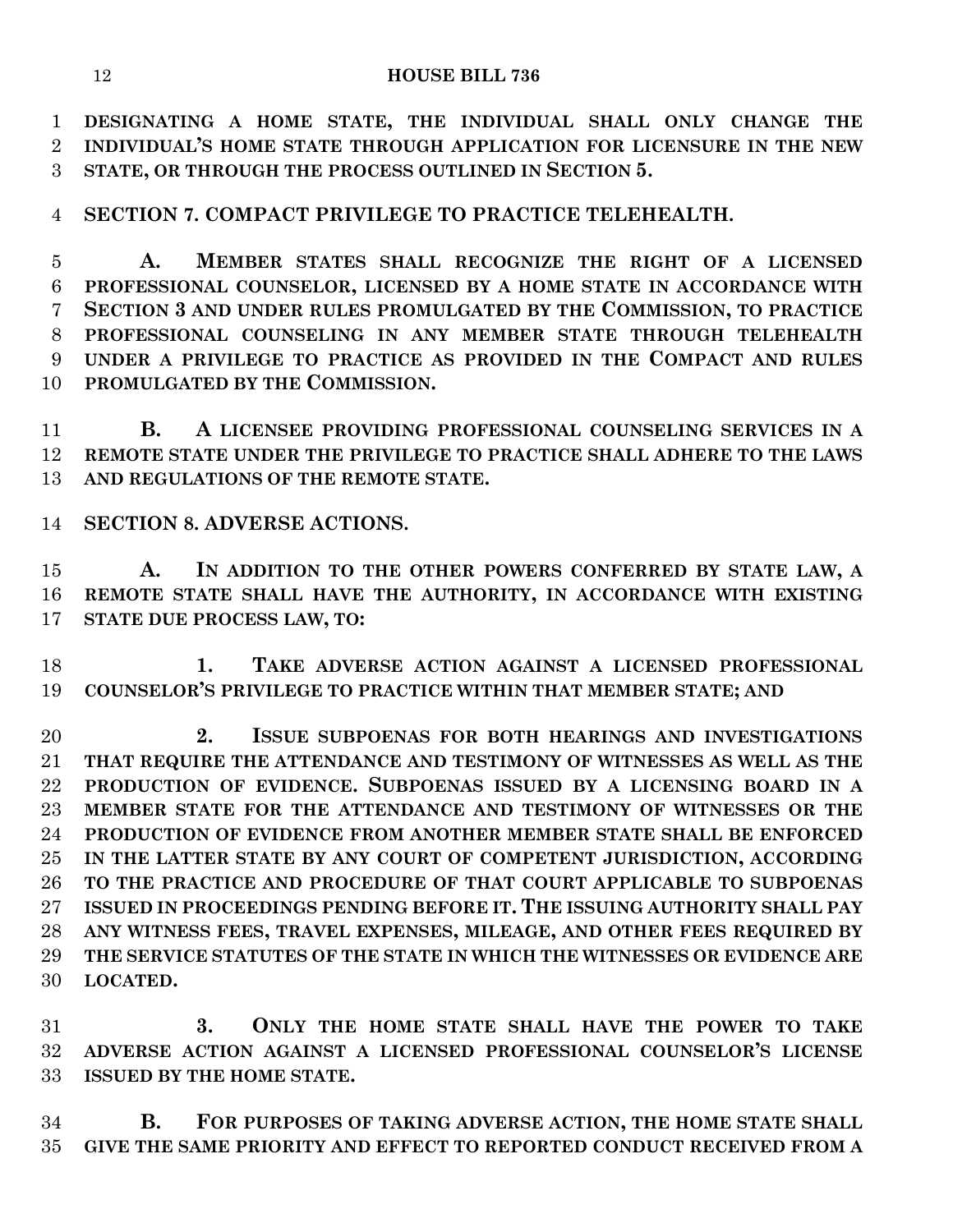**DESIGNATING A HOME STATE, THE INDIVIDUAL SHALL ONLY CHANGE THE INDIVIDUAL'S HOME STATE THROUGH APPLICATION FOR LICENSURE IN THE NEW STATE, OR THROUGH THE PROCESS OUTLINED IN SECTION 5.**

**SECTION 7. COMPACT PRIVILEGE TO PRACTICE TELEHEALTH.**

**A. MEMBER STATES SHALL RECOGNIZE THE RIGHT OF A LICENSED PROFESSIONAL COUNSELOR, LICENSED BY A HOME STATE IN ACCORDANCE WITH SECTION 3 AND UNDER RULES PROMULGATED BY THE COMMISSION, TO PRACTICE PROFESSIONAL COUNSELING IN ANY MEMBER STATE THROUGH TELEHEALTH UNDER A PRIVILEGE TO PRACTICE AS PROVIDED IN THE COMPACT AND RULES PROMULGATED BY THE COMMISSION.**

**B. A LICENSEE PROVIDING PROFESSIONAL COUNSELING SERVICES IN A REMOTE STATE UNDER THE PRIVILEGE TO PRACTICE SHALL ADHERE TO THE LAWS AND REGULATIONS OF THE REMOTE STATE.**

**SECTION 8. ADVERSE ACTIONS.**

**A. IN ADDITION TO THE OTHER POWERS CONFERRED BY STATE LAW, A REMOTE STATE SHALL HAVE THE AUTHORITY, IN ACCORDANCE WITH EXISTING STATE DUE PROCESS LAW, TO:**

**1. TAKE ADVERSE ACTION AGAINST A LICENSED PROFESSIONAL COUNSELOR'S PRIVILEGE TO PRACTICE WITHIN THAT MEMBER STATE; AND**

**2. ISSUE SUBPOENAS FOR BOTH HEARINGS AND INVESTIGATIONS THAT REQUIRE THE ATTENDANCE AND TESTIMONY OF WITNESSES AS WELL AS THE PRODUCTION OF EVIDENCE. SUBPOENAS ISSUED BY A LICENSING BOARD IN A MEMBER STATE FOR THE ATTENDANCE AND TESTIMONY OF WITNESSES OR THE PRODUCTION OF EVIDENCE FROM ANOTHER MEMBER STATE SHALL BE ENFORCED IN THE LATTER STATE BY ANY COURT OF COMPETENT JURISDICTION, ACCORDING TO THE PRACTICE AND PROCEDURE OF THAT COURT APPLICABLE TO SUBPOENAS ISSUED IN PROCEEDINGS PENDING BEFORE IT. THE ISSUING AUTHORITY SHALL PAY ANY WITNESS FEES, TRAVEL EXPENSES, MILEAGE, AND OTHER FEES REQUIRED BY THE SERVICE STATUTES OF THE STATE IN WHICH THE WITNESSES OR EVIDENCE ARE LOCATED.**

**3. ONLY THE HOME STATE SHALL HAVE THE POWER TO TAKE ADVERSE ACTION AGAINST A LICENSED PROFESSIONAL COUNSELOR'S LICENSE ISSUED BY THE HOME STATE.**

**B. FOR PURPOSES OF TAKING ADVERSE ACTION, THE HOME STATE SHALL GIVE THE SAME PRIORITY AND EFFECT TO REPORTED CONDUCT RECEIVED FROM A**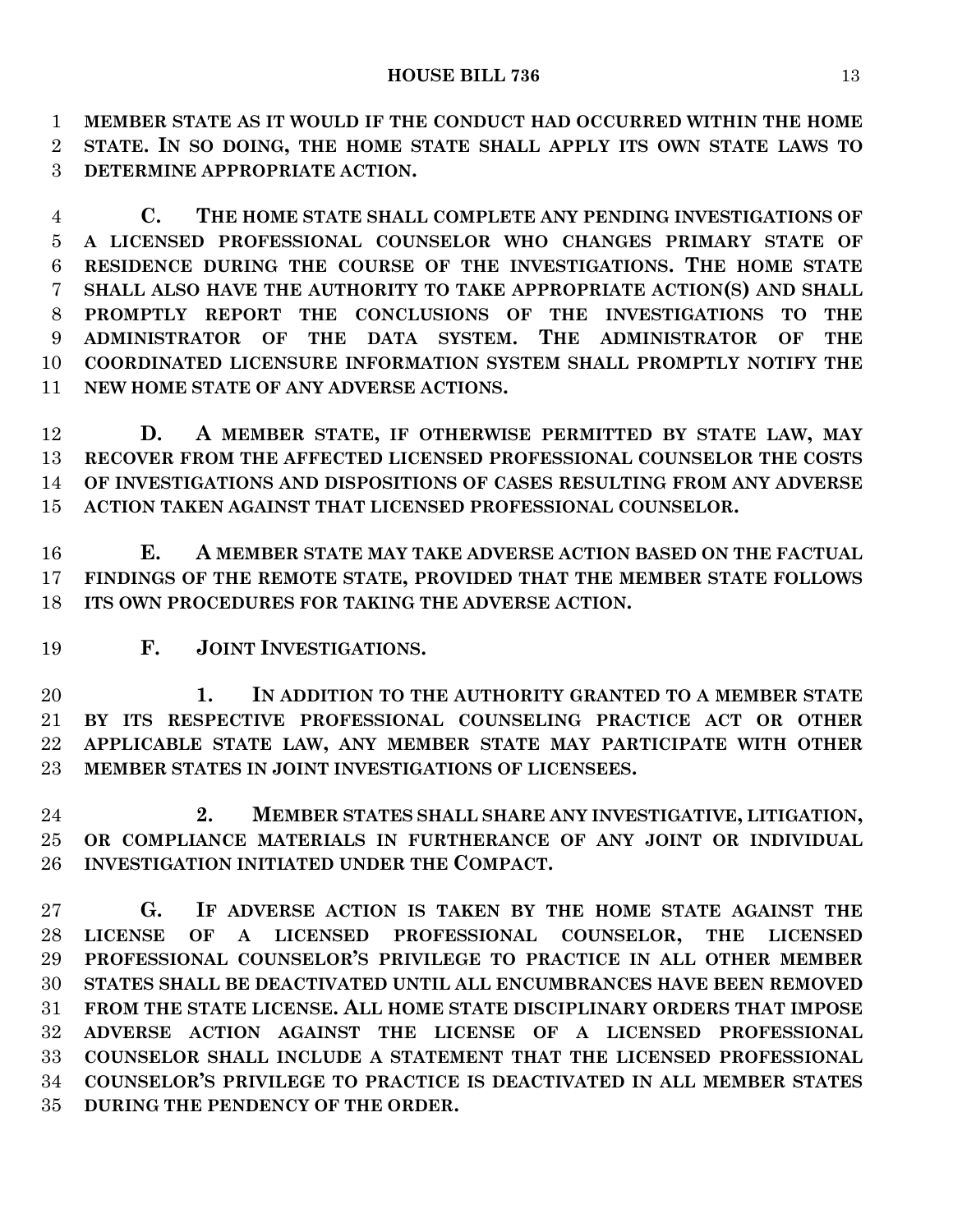**MEMBER STATE AS IT WOULD IF THE CONDUCT HAD OCCURRED WITHIN THE HOME STATE. IN SO DOING, THE HOME STATE SHALL APPLY ITS OWN STATE LAWS TO DETERMINE APPROPRIATE ACTION.**

**C. THE HOME STATE SHALL COMPLETE ANY PENDING INVESTIGATIONS OF A LICENSED PROFESSIONAL COUNSELOR WHO CHANGES PRIMARY STATE OF RESIDENCE DURING THE COURSE OF THE INVESTIGATIONS. THE HOME STATE SHALL ALSO HAVE THE AUTHORITY TO TAKE APPROPRIATE ACTION(S) AND SHALL PROMPTLY REPORT THE CONCLUSIONS OF THE INVESTIGATIONS TO THE ADMINISTRATOR OF THE DATA SYSTEM. THE ADMINISTRATOR OF THE COORDINATED LICENSURE INFORMATION SYSTEM SHALL PROMPTLY NOTIFY THE NEW HOME STATE OF ANY ADVERSE ACTIONS.**

**D. A MEMBER STATE, IF OTHERWISE PERMITTED BY STATE LAW, MAY RECOVER FROM THE AFFECTED LICENSED PROFESSIONAL COUNSELOR THE COSTS OF INVESTIGATIONS AND DISPOSITIONS OF CASES RESULTING FROM ANY ADVERSE ACTION TAKEN AGAINST THAT LICENSED PROFESSIONAL COUNSELOR.**

**E. A MEMBER STATE MAY TAKE ADVERSE ACTION BASED ON THE FACTUAL FINDINGS OF THE REMOTE STATE, PROVIDED THAT THE MEMBER STATE FOLLOWS ITS OWN PROCEDURES FOR TAKING THE ADVERSE ACTION.**

**F. JOINT INVESTIGATIONS.**

**1. IN ADDITION TO THE AUTHORITY GRANTED TO A MEMBER STATE BY ITS RESPECTIVE PROFESSIONAL COUNSELING PRACTICE ACT OR OTHER APPLICABLE STATE LAW, ANY MEMBER STATE MAY PARTICIPATE WITH OTHER MEMBER STATES IN JOINT INVESTIGATIONS OF LICENSEES.**

**2. MEMBER STATES SHALL SHARE ANY INVESTIGATIVE, LITIGATION, OR COMPLIANCE MATERIALS IN FURTHERANCE OF ANY JOINT OR INDIVIDUAL INVESTIGATION INITIATED UNDER THE COMPACT.**

**G. IF ADVERSE ACTION IS TAKEN BY THE HOME STATE AGAINST THE LICENSE OF A LICENSED PROFESSIONAL COUNSELOR, THE LICENSED PROFESSIONAL COUNSELOR'S PRIVILEGE TO PRACTICE IN ALL OTHER MEMBER STATES SHALL BE DEACTIVATED UNTIL ALL ENCUMBRANCES HAVE BEEN REMOVED FROM THE STATE LICENSE. ALL HOME STATE DISCIPLINARY ORDERS THAT IMPOSE ADVERSE ACTION AGAINST THE LICENSE OF A LICENSED PROFESSIONAL COUNSELOR SHALL INCLUDE A STATEMENT THAT THE LICENSED PROFESSIONAL COUNSELOR'S PRIVILEGE TO PRACTICE IS DEACTIVATED IN ALL MEMBER STATES DURING THE PENDENCY OF THE ORDER.**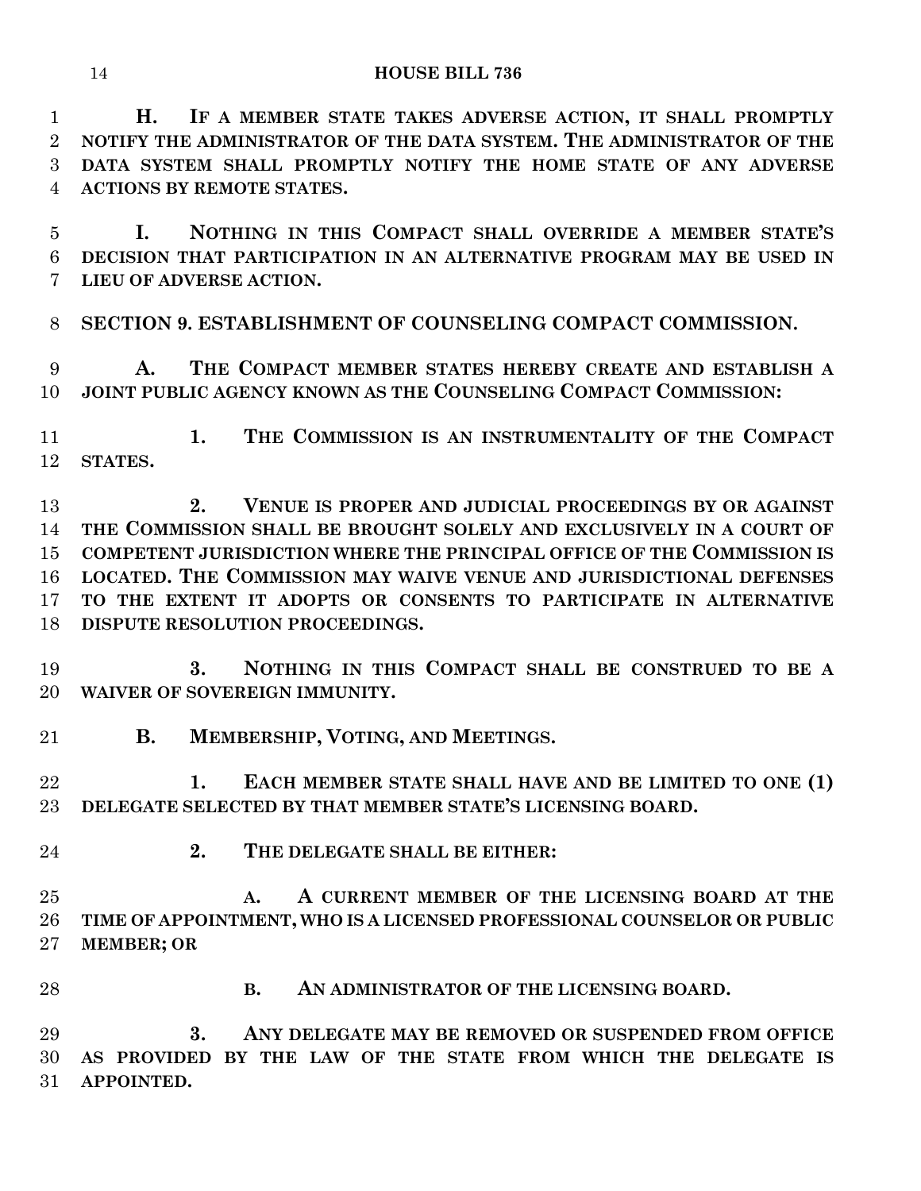**H. IF A MEMBER STATE TAKES ADVERSE ACTION, IT SHALL PROMPTLY NOTIFY THE ADMINISTRATOR OF THE DATA SYSTEM. THE ADMINISTRATOR OF THE DATA SYSTEM SHALL PROMPTLY NOTIFY THE HOME STATE OF ANY ADVERSE ACTIONS BY REMOTE STATES.**

**I. NOTHING IN THIS COMPACT SHALL OVERRIDE A MEMBER STATE'S DECISION THAT PARTICIPATION IN AN ALTERNATIVE PROGRAM MAY BE USED IN LIEU OF ADVERSE ACTION.**

**SECTION 9. ESTABLISHMENT OF COUNSELING COMPACT COMMISSION.**

**A. THE COMPACT MEMBER STATES HEREBY CREATE AND ESTABLISH A JOINT PUBLIC AGENCY KNOWN AS THE COUNSELING COMPACT COMMISSION:**

**1. THE COMMISSION IS AN INSTRUMENTALITY OF THE COMPACT STATES.**

**2. VENUE IS PROPER AND JUDICIAL PROCEEDINGS BY OR AGAINST THE COMMISSION SHALL BE BROUGHT SOLELY AND EXCLUSIVELY IN A COURT OF COMPETENT JURISDICTION WHERE THE PRINCIPAL OFFICE OF THE COMMISSION IS LOCATED. THE COMMISSION MAY WAIVE VENUE AND JURISDICTIONAL DEFENSES TO THE EXTENT IT ADOPTS OR CONSENTS TO PARTICIPATE IN ALTERNATIVE DISPUTE RESOLUTION PROCEEDINGS.**

**3. NOTHING IN THIS COMPACT SHALL BE CONSTRUED TO BE A WAIVER OF SOVEREIGN IMMUNITY.**

**B. MEMBERSHIP, VOTING, AND MEETINGS.**

**1. EACH MEMBER STATE SHALL HAVE AND BE LIMITED TO ONE (1) DELEGATE SELECTED BY THAT MEMBER STATE'S LICENSING BOARD.**

**2. THE DELEGATE SHALL BE EITHER:**

**A. A CURRENT MEMBER OF THE LICENSING BOARD AT THE TIME OF APPOINTMENT, WHO IS A LICENSED PROFESSIONAL COUNSELOR OR PUBLIC MEMBER; OR**

**B. AN ADMINISTRATOR OF THE LICENSING BOARD.**

**3. ANY DELEGATE MAY BE REMOVED OR SUSPENDED FROM OFFICE AS PROVIDED BY THE LAW OF THE STATE FROM WHICH THE DELEGATE IS APPOINTED.**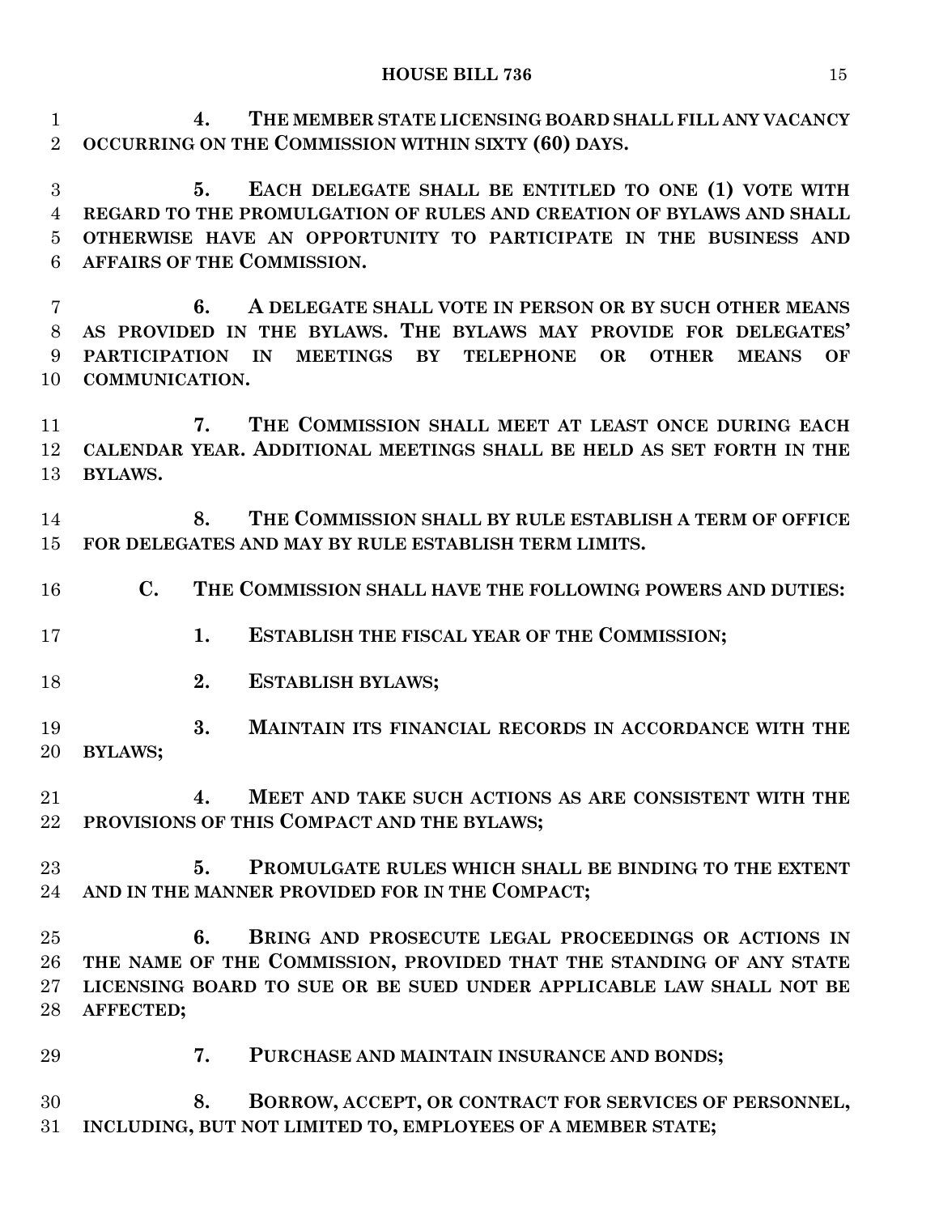**4. THE MEMBER STATE LICENSING BOARD SHALL FILL ANY VACANCY OCCURRING ON THE COMMISSION WITHIN SIXTY (60) DAYS.**

**5. EACH DELEGATE SHALL BE ENTITLED TO ONE (1) VOTE WITH REGARD TO THE PROMULGATION OF RULES AND CREATION OF BYLAWS AND SHALL OTHERWISE HAVE AN OPPORTUNITY TO PARTICIPATE IN THE BUSINESS AND AFFAIRS OF THE COMMISSION.**

**6. A DELEGATE SHALL VOTE IN PERSON OR BY SUCH OTHER MEANS AS PROVIDED IN THE BYLAWS. THE BYLAWS MAY PROVIDE FOR DELEGATES' PARTICIPATION IN MEETINGS BY TELEPHONE OR OTHER MEANS OF COMMUNICATION.**

**7. THE COMMISSION SHALL MEET AT LEAST ONCE DURING EACH CALENDAR YEAR. ADDITIONAL MEETINGS SHALL BE HELD AS SET FORTH IN THE BYLAWS.**

**8. THE COMMISSION SHALL BY RULE ESTABLISH A TERM OF OFFICE FOR DELEGATES AND MAY BY RULE ESTABLISH TERM LIMITS.**

**C. THE COMMISSION SHALL HAVE THE FOLLOWING POWERS AND DUTIES:**

**1. ESTABLISH THE FISCAL YEAR OF THE COMMISSION;**

**2. ESTABLISH BYLAWS;**

**3. MAINTAIN ITS FINANCIAL RECORDS IN ACCORDANCE WITH THE BYLAWS;**

**4. MEET AND TAKE SUCH ACTIONS AS ARE CONSISTENT WITH THE PROVISIONS OF THIS COMPACT AND THE BYLAWS;**

**5. PROMULGATE RULES WHICH SHALL BE BINDING TO THE EXTENT AND IN THE MANNER PROVIDED FOR IN THE COMPACT;**

**6. BRING AND PROSECUTE LEGAL PROCEEDINGS OR ACTIONS IN THE NAME OF THE COMMISSION, PROVIDED THAT THE STANDING OF ANY STATE LICENSING BOARD TO SUE OR BE SUED UNDER APPLICABLE LAW SHALL NOT BE AFFECTED;**

**7. PURCHASE AND MAINTAIN INSURANCE AND BONDS;**

**8. BORROW, ACCEPT, OR CONTRACT FOR SERVICES OF PERSONNEL, INCLUDING, BUT NOT LIMITED TO, EMPLOYEES OF A MEMBER STATE;**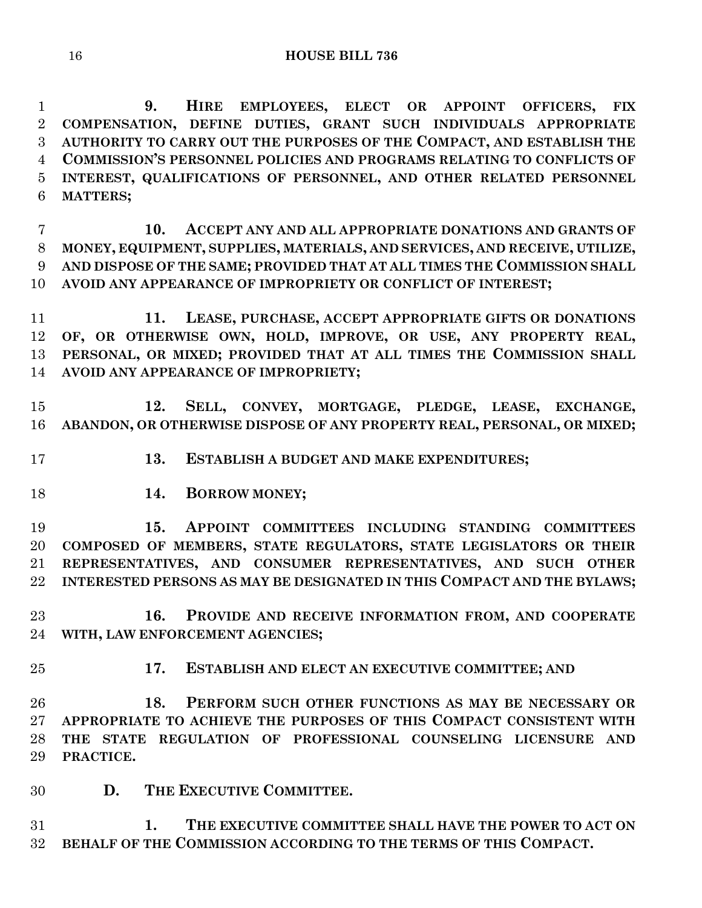**9. HIRE EMPLOYEES, ELECT OR APPOINT OFFICERS, FIX COMPENSATION, DEFINE DUTIES, GRANT SUCH INDIVIDUALS APPROPRIATE AUTHORITY TO CARRY OUT THE PURPOSES OF THE COMPACT, AND ESTABLISH THE COMMISSION'S PERSONNEL POLICIES AND PROGRAMS RELATING TO CONFLICTS OF INTEREST, QUALIFICATIONS OF PERSONNEL, AND OTHER RELATED PERSONNEL MATTERS;**

**10. ACCEPT ANY AND ALL APPROPRIATE DONATIONS AND GRANTS OF MONEY, EQUIPMENT, SUPPLIES, MATERIALS, AND SERVICES, AND RECEIVE, UTILIZE, AND DISPOSE OF THE SAME; PROVIDED THAT AT ALL TIMES THE COMMISSION SHALL AVOID ANY APPEARANCE OF IMPROPRIETY OR CONFLICT OF INTEREST;**

**11. LEASE, PURCHASE, ACCEPT APPROPRIATE GIFTS OR DONATIONS OF, OR OTHERWISE OWN, HOLD, IMPROVE, OR USE, ANY PROPERTY REAL, PERSONAL, OR MIXED; PROVIDED THAT AT ALL TIMES THE COMMISSION SHALL AVOID ANY APPEARANCE OF IMPROPRIETY;**

**12. SELL, CONVEY, MORTGAGE, PLEDGE, LEASE, EXCHANGE, ABANDON, OR OTHERWISE DISPOSE OF ANY PROPERTY REAL, PERSONAL, OR MIXED;**

**13. ESTABLISH A BUDGET AND MAKE EXPENDITURES;**

**14. BORROW MONEY;**

**15. APPOINT COMMITTEES INCLUDING STANDING COMMITTEES COMPOSED OF MEMBERS, STATE REGULATORS, STATE LEGISLATORS OR THEIR REPRESENTATIVES, AND CONSUMER REPRESENTATIVES, AND SUCH OTHER INTERESTED PERSONS AS MAY BE DESIGNATED IN THIS COMPACT AND THE BYLAWS;**

**16. PROVIDE AND RECEIVE INFORMATION FROM, AND COOPERATE WITH, LAW ENFORCEMENT AGENCIES;**

**17. ESTABLISH AND ELECT AN EXECUTIVE COMMITTEE; AND**

**18. PERFORM SUCH OTHER FUNCTIONS AS MAY BE NECESSARY OR APPROPRIATE TO ACHIEVE THE PURPOSES OF THIS COMPACT CONSISTENT WITH THE STATE REGULATION OF PROFESSIONAL COUNSELING LICENSURE AND PRACTICE.**

**D. THE EXECUTIVE COMMITTEE.**

**1. THE EXECUTIVE COMMITTEE SHALL HAVE THE POWER TO ACT ON BEHALF OF THE COMMISSION ACCORDING TO THE TERMS OF THIS COMPACT.**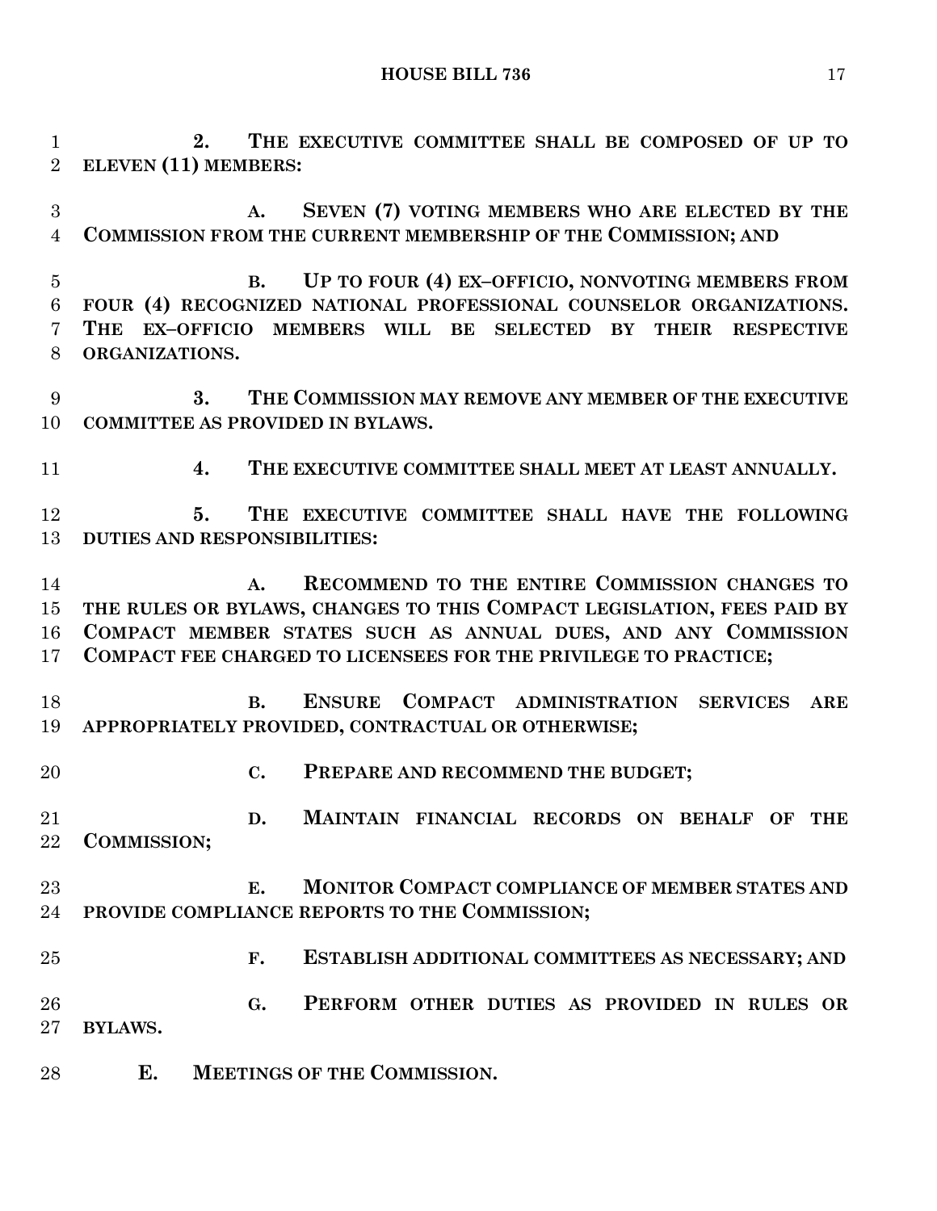**2. THE EXECUTIVE COMMITTEE SHALL BE COMPOSED OF UP TO ELEVEN (11) MEMBERS:**

**A. SEVEN (7) VOTING MEMBERS WHO ARE ELECTED BY THE COMMISSION FROM THE CURRENT MEMBERSHIP OF THE COMMISSION; AND**

**B. UP TO FOUR (4) EX–OFFICIO, NONVOTING MEMBERS FROM FOUR (4) RECOGNIZED NATIONAL PROFESSIONAL COUNSELOR ORGANIZATIONS. THE EX–OFFICIO MEMBERS WILL BE SELECTED BY THEIR RESPECTIVE ORGANIZATIONS.**

**3. THE COMMISSION MAY REMOVE ANY MEMBER OF THE EXECUTIVE COMMITTEE AS PROVIDED IN BYLAWS.**

**4. THE EXECUTIVE COMMITTEE SHALL MEET AT LEAST ANNUALLY.**

**5. THE EXECUTIVE COMMITTEE SHALL HAVE THE FOLLOWING DUTIES AND RESPONSIBILITIES:**

**A. RECOMMEND TO THE ENTIRE COMMISSION CHANGES TO THE RULES OR BYLAWS, CHANGES TO THIS COMPACT LEGISLATION, FEES PAID BY COMPACT MEMBER STATES SUCH AS ANNUAL DUES, AND ANY COMMISSION COMPACT FEE CHARGED TO LICENSEES FOR THE PRIVILEGE TO PRACTICE;**

**B. ENSURE COMPACT ADMINISTRATION SERVICES ARE APPROPRIATELY PROVIDED, CONTRACTUAL OR OTHERWISE;**

**C. PREPARE AND RECOMMEND THE BUDGET;**

**D. MAINTAIN FINANCIAL RECORDS ON BEHALF OF THE COMMISSION;**

**E. MONITOR COMPACT COMPLIANCE OF MEMBER STATES AND PROVIDE COMPLIANCE REPORTS TO THE COMMISSION;**

**F. ESTABLISH ADDITIONAL COMMITTEES AS NECESSARY; AND**

**G. PERFORM OTHER DUTIES AS PROVIDED IN RULES OR BYLAWS.**

**E. MEETINGS OF THE COMMISSION.**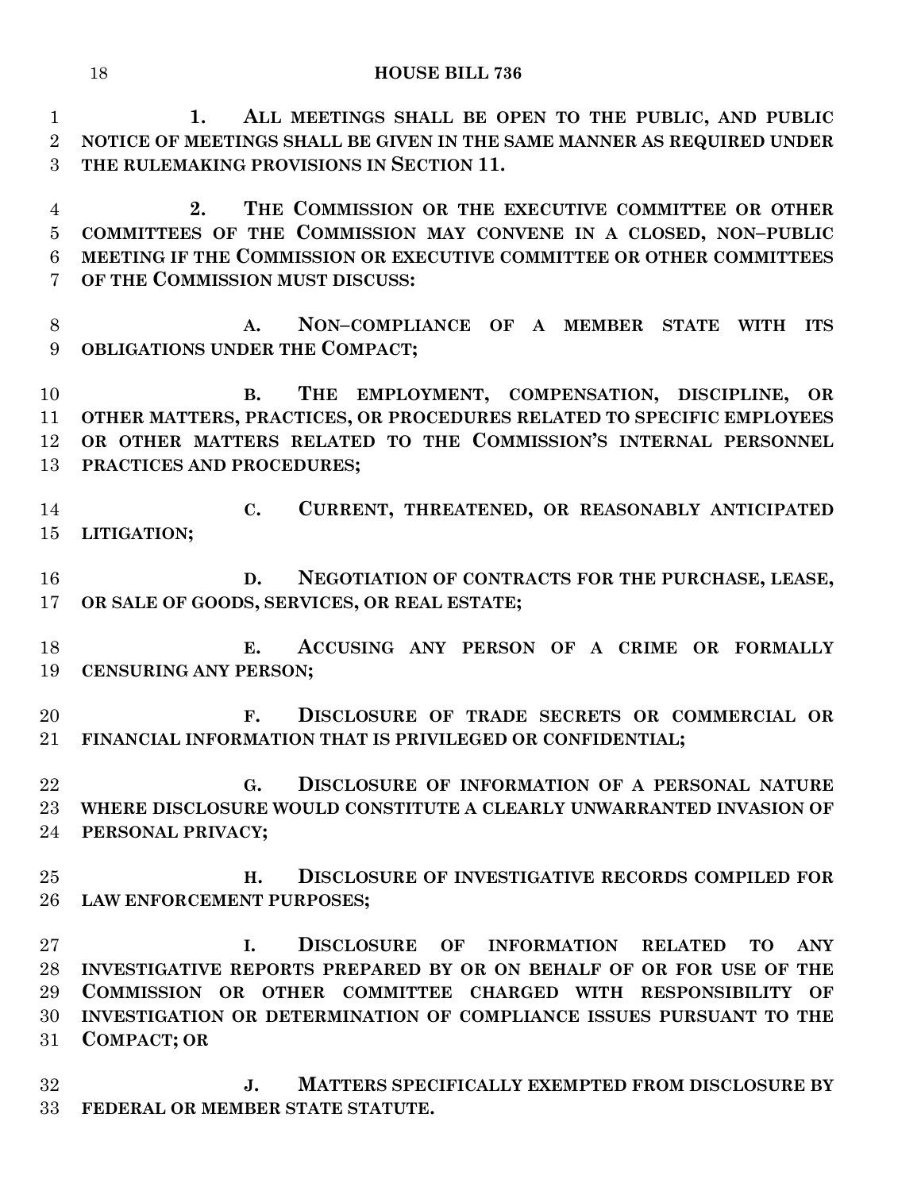**1. ALL MEETINGS SHALL BE OPEN TO THE PUBLIC, AND PUBLIC NOTICE OF MEETINGS SHALL BE GIVEN IN THE SAME MANNER AS REQUIRED UNDER THE RULEMAKING PROVISIONS IN SECTION 11.**

**2. THE COMMISSION OR THE EXECUTIVE COMMITTEE OR OTHER COMMITTEES OF THE COMMISSION MAY CONVENE IN A CLOSED, NON–PUBLIC MEETING IF THE COMMISSION OR EXECUTIVE COMMITTEE OR OTHER COMMITTEES OF THE COMMISSION MUST DISCUSS:**

**A. NON–COMPLIANCE OF A MEMBER STATE WITH ITS OBLIGATIONS UNDER THE COMPACT;**

**B. THE EMPLOYMENT, COMPENSATION, DISCIPLINE, OR OTHER MATTERS, PRACTICES, OR PROCEDURES RELATED TO SPECIFIC EMPLOYEES OR OTHER MATTERS RELATED TO THE COMMISSION'S INTERNAL PERSONNEL PRACTICES AND PROCEDURES;**

**C. CURRENT, THREATENED, OR REASONABLY ANTICIPATED LITIGATION;**

**D. NEGOTIATION OF CONTRACTS FOR THE PURCHASE, LEASE, OR SALE OF GOODS, SERVICES, OR REAL ESTATE;**

**E. ACCUSING ANY PERSON OF A CRIME OR FORMALLY CENSURING ANY PERSON;**

**F. DISCLOSURE OF TRADE SECRETS OR COMMERCIAL OR FINANCIAL INFORMATION THAT IS PRIVILEGED OR CONFIDENTIAL;**

**G. DISCLOSURE OF INFORMATION OF A PERSONAL NATURE WHERE DISCLOSURE WOULD CONSTITUTE A CLEARLY UNWARRANTED INVASION OF PERSONAL PRIVACY;**

**H. DISCLOSURE OF INVESTIGATIVE RECORDS COMPILED FOR LAW ENFORCEMENT PURPOSES;**

**I. DISCLOSURE OF INFORMATION RELATED TO ANY INVESTIGATIVE REPORTS PREPARED BY OR ON BEHALF OF OR FOR USE OF THE COMMISSION OR OTHER COMMITTEE CHARGED WITH RESPONSIBILITY OF INVESTIGATION OR DETERMINATION OF COMPLIANCE ISSUES PURSUANT TO THE COMPACT; OR**

**J. MATTERS SPECIFICALLY EXEMPTED FROM DISCLOSURE BY FEDERAL OR MEMBER STATE STATUTE.**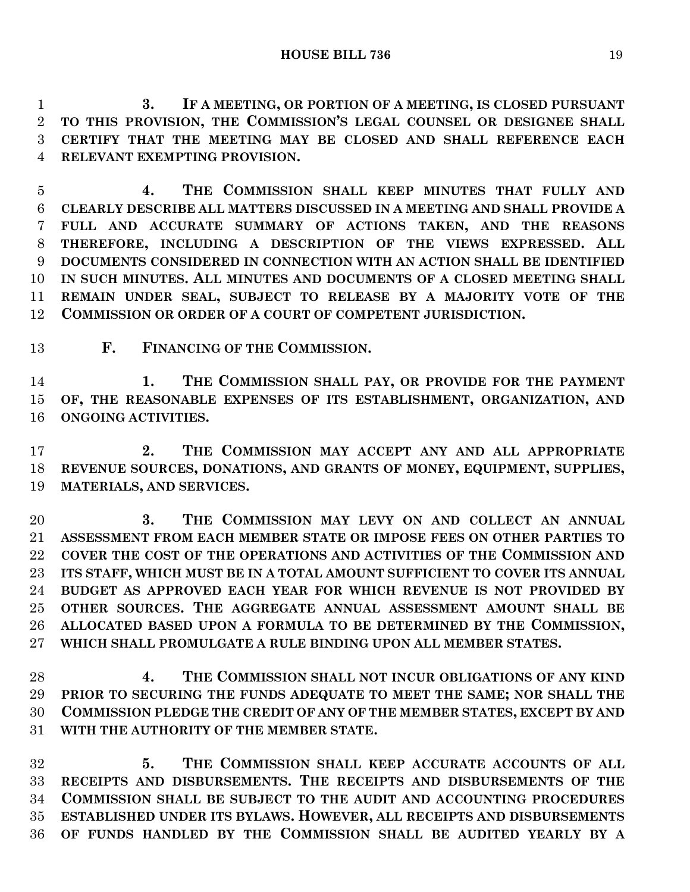**3. IF A MEETING, OR PORTION OF A MEETING, IS CLOSED PURSUANT TO THIS PROVISION, THE COMMISSION'S LEGAL COUNSEL OR DESIGNEE SHALL CERTIFY THAT THE MEETING MAY BE CLOSED AND SHALL REFERENCE EACH RELEVANT EXEMPTING PROVISION.**

**4. THE COMMISSION SHALL KEEP MINUTES THAT FULLY AND CLEARLY DESCRIBE ALL MATTERS DISCUSSED IN A MEETING AND SHALL PROVIDE A FULL AND ACCURATE SUMMARY OF ACTIONS TAKEN, AND THE REASONS THEREFORE, INCLUDING A DESCRIPTION OF THE VIEWS EXPRESSED. ALL DOCUMENTS CONSIDERED IN CONNECTION WITH AN ACTION SHALL BE IDENTIFIED IN SUCH MINUTES. ALL MINUTES AND DOCUMENTS OF A CLOSED MEETING SHALL REMAIN UNDER SEAL, SUBJECT TO RELEASE BY A MAJORITY VOTE OF THE COMMISSION OR ORDER OF A COURT OF COMPETENT JURISDICTION.**

**F. FINANCING OF THE COMMISSION.**

**1. THE COMMISSION SHALL PAY, OR PROVIDE FOR THE PAYMENT OF, THE REASONABLE EXPENSES OF ITS ESTABLISHMENT, ORGANIZATION, AND ONGOING ACTIVITIES.**

**2. THE COMMISSION MAY ACCEPT ANY AND ALL APPROPRIATE REVENUE SOURCES, DONATIONS, AND GRANTS OF MONEY, EQUIPMENT, SUPPLIES, MATERIALS, AND SERVICES.**

**3. THE COMMISSION MAY LEVY ON AND COLLECT AN ANNUAL ASSESSMENT FROM EACH MEMBER STATE OR IMPOSE FEES ON OTHER PARTIES TO COVER THE COST OF THE OPERATIONS AND ACTIVITIES OF THE COMMISSION AND ITS STAFF, WHICH MUST BE IN A TOTAL AMOUNT SUFFICIENT TO COVER ITS ANNUAL BUDGET AS APPROVED EACH YEAR FOR WHICH REVENUE IS NOT PROVIDED BY OTHER SOURCES. THE AGGREGATE ANNUAL ASSESSMENT AMOUNT SHALL BE ALLOCATED BASED UPON A FORMULA TO BE DETERMINED BY THE COMMISSION, WHICH SHALL PROMULGATE A RULE BINDING UPON ALL MEMBER STATES.**

**4. THE COMMISSION SHALL NOT INCUR OBLIGATIONS OF ANY KIND PRIOR TO SECURING THE FUNDS ADEQUATE TO MEET THE SAME; NOR SHALL THE COMMISSION PLEDGE THE CREDIT OF ANY OF THE MEMBER STATES, EXCEPT BY AND WITH THE AUTHORITY OF THE MEMBER STATE.**

**5. THE COMMISSION SHALL KEEP ACCURATE ACCOUNTS OF ALL RECEIPTS AND DISBURSEMENTS. THE RECEIPTS AND DISBURSEMENTS OF THE COMMISSION SHALL BE SUBJECT TO THE AUDIT AND ACCOUNTING PROCEDURES ESTABLISHED UNDER ITS BYLAWS. HOWEVER, ALL RECEIPTS AND DISBURSEMENTS OF FUNDS HANDLED BY THE COMMISSION SHALL BE AUDITED YEARLY BY A**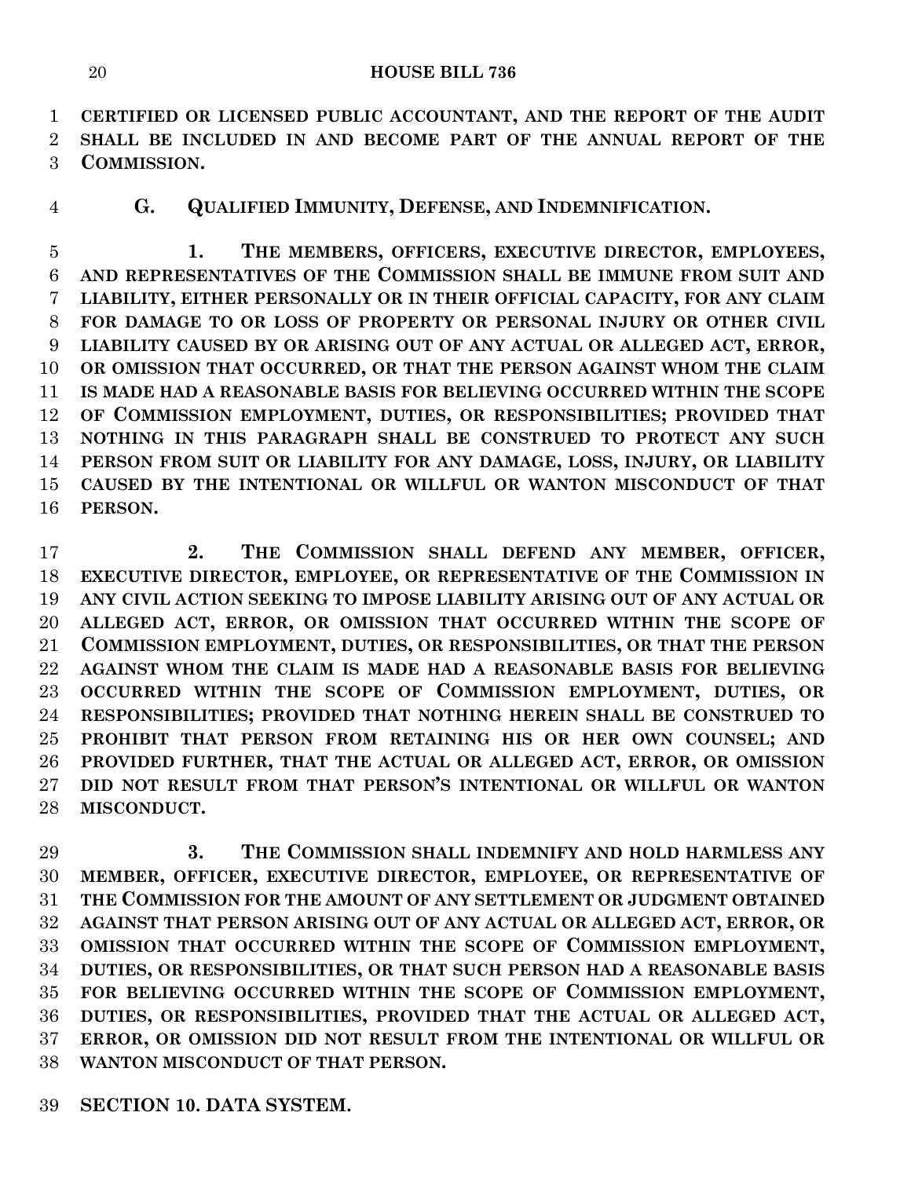**CERTIFIED OR LICENSED PUBLIC ACCOUNTANT, AND THE REPORT OF THE AUDIT SHALL BE INCLUDED IN AND BECOME PART OF THE ANNUAL REPORT OF THE COMMISSION.**

**G. QUALIFIED IMMUNITY, DEFENSE, AND INDEMNIFICATION.**

**1. THE MEMBERS, OFFICERS, EXECUTIVE DIRECTOR, EMPLOYEES, AND REPRESENTATIVES OF THE COMMISSION SHALL BE IMMUNE FROM SUIT AND LIABILITY, EITHER PERSONALLY OR IN THEIR OFFICIAL CAPACITY, FOR ANY CLAIM FOR DAMAGE TO OR LOSS OF PROPERTY OR PERSONAL INJURY OR OTHER CIVIL LIABILITY CAUSED BY OR ARISING OUT OF ANY ACTUAL OR ALLEGED ACT, ERROR, OR OMISSION THAT OCCURRED, OR THAT THE PERSON AGAINST WHOM THE CLAIM IS MADE HAD A REASONABLE BASIS FOR BELIEVING OCCURRED WITHIN THE SCOPE OF COMMISSION EMPLOYMENT, DUTIES, OR RESPONSIBILITIES; PROVIDED THAT NOTHING IN THIS PARAGRAPH SHALL BE CONSTRUED TO PROTECT ANY SUCH PERSON FROM SUIT OR LIABILITY FOR ANY DAMAGE, LOSS, INJURY, OR LIABILITY CAUSED BY THE INTENTIONAL OR WILLFUL OR WANTON MISCONDUCT OF THAT PERSON.**

**2. THE COMMISSION SHALL DEFEND ANY MEMBER, OFFICER, EXECUTIVE DIRECTOR, EMPLOYEE, OR REPRESENTATIVE OF THE COMMISSION IN ANY CIVIL ACTION SEEKING TO IMPOSE LIABILITY ARISING OUT OF ANY ACTUAL OR ALLEGED ACT, ERROR, OR OMISSION THAT OCCURRED WITHIN THE SCOPE OF COMMISSION EMPLOYMENT, DUTIES, OR RESPONSIBILITIES, OR THAT THE PERSON AGAINST WHOM THE CLAIM IS MADE HAD A REASONABLE BASIS FOR BELIEVING OCCURRED WITHIN THE SCOPE OF COMMISSION EMPLOYMENT, DUTIES, OR RESPONSIBILITIES; PROVIDED THAT NOTHING HEREIN SHALL BE CONSTRUED TO PROHIBIT THAT PERSON FROM RETAINING HIS OR HER OWN COUNSEL; AND PROVIDED FURTHER, THAT THE ACTUAL OR ALLEGED ACT, ERROR, OR OMISSION DID NOT RESULT FROM THAT PERSON'S INTENTIONAL OR WILLFUL OR WANTON MISCONDUCT.**

**3. THE COMMISSION SHALL INDEMNIFY AND HOLD HARMLESS ANY MEMBER, OFFICER, EXECUTIVE DIRECTOR, EMPLOYEE, OR REPRESENTATIVE OF THE COMMISSION FOR THE AMOUNT OF ANY SETTLEMENT OR JUDGMENT OBTAINED AGAINST THAT PERSON ARISING OUT OF ANY ACTUAL OR ALLEGED ACT, ERROR, OR OMISSION THAT OCCURRED WITHIN THE SCOPE OF COMMISSION EMPLOYMENT, DUTIES, OR RESPONSIBILITIES, OR THAT SUCH PERSON HAD A REASONABLE BASIS FOR BELIEVING OCCURRED WITHIN THE SCOPE OF COMMISSION EMPLOYMENT, DUTIES, OR RESPONSIBILITIES, PROVIDED THAT THE ACTUAL OR ALLEGED ACT, ERROR, OR OMISSION DID NOT RESULT FROM THE INTENTIONAL OR WILLFUL OR WANTON MISCONDUCT OF THAT PERSON.**

**SECTION 10. DATA SYSTEM.**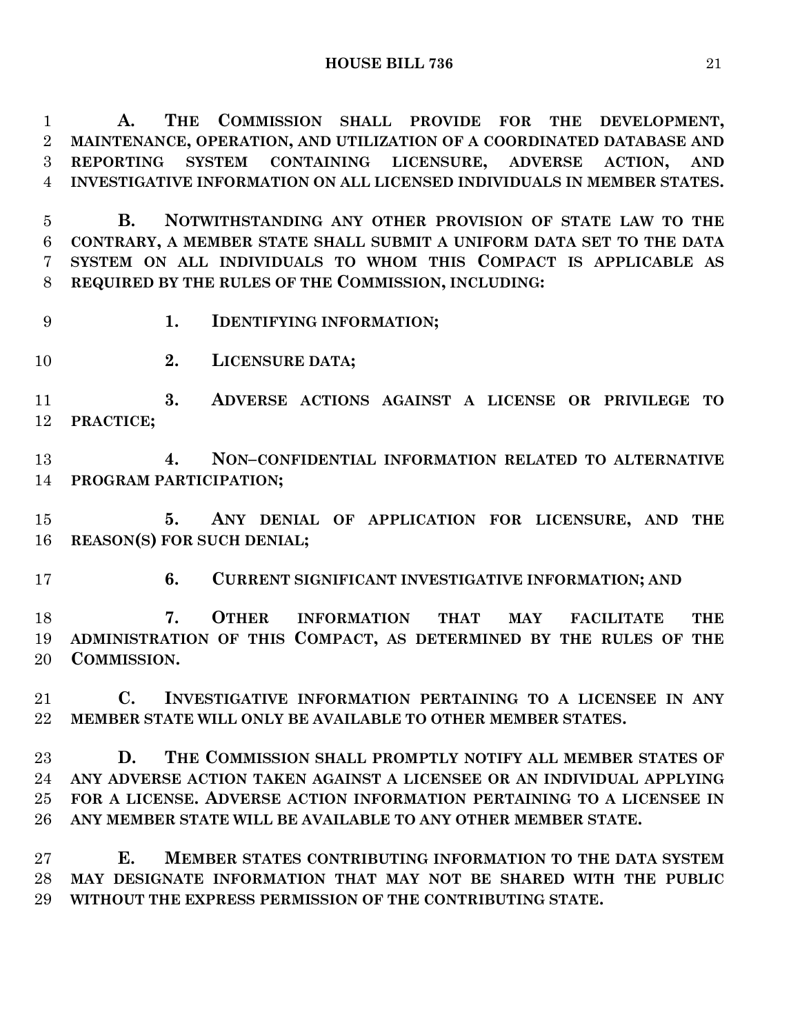**A. THE COMMISSION SHALL PROVIDE FOR THE DEVELOPMENT, MAINTENANCE, OPERATION, AND UTILIZATION OF A COORDINATED DATABASE AND REPORTING SYSTEM CONTAINING LICENSURE, ADVERSE ACTION, AND INVESTIGATIVE INFORMATION ON ALL LICENSED INDIVIDUALS IN MEMBER STATES.**

**B. NOTWITHSTANDING ANY OTHER PROVISION OF STATE LAW TO THE CONTRARY, A MEMBER STATE SHALL SUBMIT A UNIFORM DATA SET TO THE DATA SYSTEM ON ALL INDIVIDUALS TO WHOM THIS COMPACT IS APPLICABLE AS REQUIRED BY THE RULES OF THE COMMISSION, INCLUDING:**

**1. IDENTIFYING INFORMATION;**

**2. LICENSURE DATA;**

**3. ADVERSE ACTIONS AGAINST A LICENSE OR PRIVILEGE TO PRACTICE;**

**4. NON–CONFIDENTIAL INFORMATION RELATED TO ALTERNATIVE PROGRAM PARTICIPATION;**

**5. ANY DENIAL OF APPLICATION FOR LICENSURE, AND THE REASON(S) FOR SUCH DENIAL;**

**6. CURRENT SIGNIFICANT INVESTIGATIVE INFORMATION; AND**

**7. OTHER INFORMATION THAT MAY FACILITATE THE ADMINISTRATION OF THIS COMPACT, AS DETERMINED BY THE RULES OF THE COMMISSION.**

**C. INVESTIGATIVE INFORMATION PERTAINING TO A LICENSEE IN ANY MEMBER STATE WILL ONLY BE AVAILABLE TO OTHER MEMBER STATES.**

**D. THE COMMISSION SHALL PROMPTLY NOTIFY ALL MEMBER STATES OF ANY ADVERSE ACTION TAKEN AGAINST A LICENSEE OR AN INDIVIDUAL APPLYING FOR A LICENSE. ADVERSE ACTION INFORMATION PERTAINING TO A LICENSEE IN ANY MEMBER STATE WILL BE AVAILABLE TO ANY OTHER MEMBER STATE.**

**E. MEMBER STATES CONTRIBUTING INFORMATION TO THE DATA SYSTEM MAY DESIGNATE INFORMATION THAT MAY NOT BE SHARED WITH THE PUBLIC WITHOUT THE EXPRESS PERMISSION OF THE CONTRIBUTING STATE.**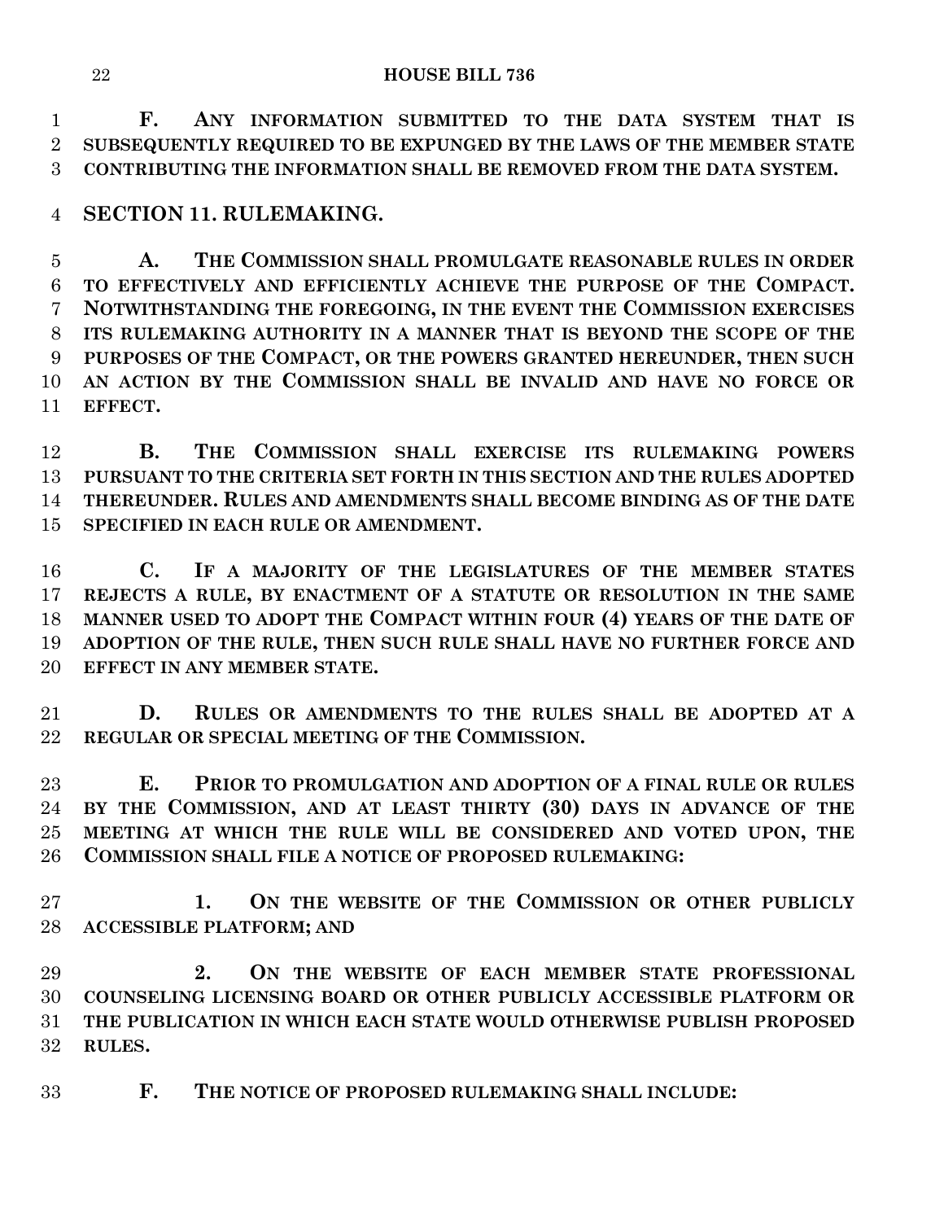**F. ANY INFORMATION SUBMITTED TO THE DATA SYSTEM THAT IS SUBSEQUENTLY REQUIRED TO BE EXPUNGED BY THE LAWS OF THE MEMBER STATE CONTRIBUTING THE INFORMATION SHALL BE REMOVED FROM THE DATA SYSTEM.**

**SECTION 11. RULEMAKING.**

**A. THE COMMISSION SHALL PROMULGATE REASONABLE RULES IN ORDER TO EFFECTIVELY AND EFFICIENTLY ACHIEVE THE PURPOSE OF THE COMPACT. NOTWITHSTANDING THE FOREGOING, IN THE EVENT THE COMMISSION EXERCISES ITS RULEMAKING AUTHORITY IN A MANNER THAT IS BEYOND THE SCOPE OF THE PURPOSES OF THE COMPACT, OR THE POWERS GRANTED HEREUNDER, THEN SUCH AN ACTION BY THE COMMISSION SHALL BE INVALID AND HAVE NO FORCE OR EFFECT.**

**B. THE COMMISSION SHALL EXERCISE ITS RULEMAKING POWERS PURSUANT TO THE CRITERIA SET FORTH IN THIS SECTION AND THE RULES ADOPTED THEREUNDER. RULES AND AMENDMENTS SHALL BECOME BINDING AS OF THE DATE SPECIFIED IN EACH RULE OR AMENDMENT.**

**C. IF A MAJORITY OF THE LEGISLATURES OF THE MEMBER STATES REJECTS A RULE, BY ENACTMENT OF A STATUTE OR RESOLUTION IN THE SAME MANNER USED TO ADOPT THE COMPACT WITHIN FOUR (4) YEARS OF THE DATE OF ADOPTION OF THE RULE, THEN SUCH RULE SHALL HAVE NO FURTHER FORCE AND EFFECT IN ANY MEMBER STATE.**

**D. RULES OR AMENDMENTS TO THE RULES SHALL BE ADOPTED AT A REGULAR OR SPECIAL MEETING OF THE COMMISSION.**

**E. PRIOR TO PROMULGATION AND ADOPTION OF A FINAL RULE OR RULES BY THE COMMISSION, AND AT LEAST THIRTY (30) DAYS IN ADVANCE OF THE MEETING AT WHICH THE RULE WILL BE CONSIDERED AND VOTED UPON, THE COMMISSION SHALL FILE A NOTICE OF PROPOSED RULEMAKING:**

**1. ON THE WEBSITE OF THE COMMISSION OR OTHER PUBLICLY ACCESSIBLE PLATFORM; AND**

**2. ON THE WEBSITE OF EACH MEMBER STATE PROFESSIONAL COUNSELING LICENSING BOARD OR OTHER PUBLICLY ACCESSIBLE PLATFORM OR THE PUBLICATION IN WHICH EACH STATE WOULD OTHERWISE PUBLISH PROPOSED RULES.**

**F. THE NOTICE OF PROPOSED RULEMAKING SHALL INCLUDE:**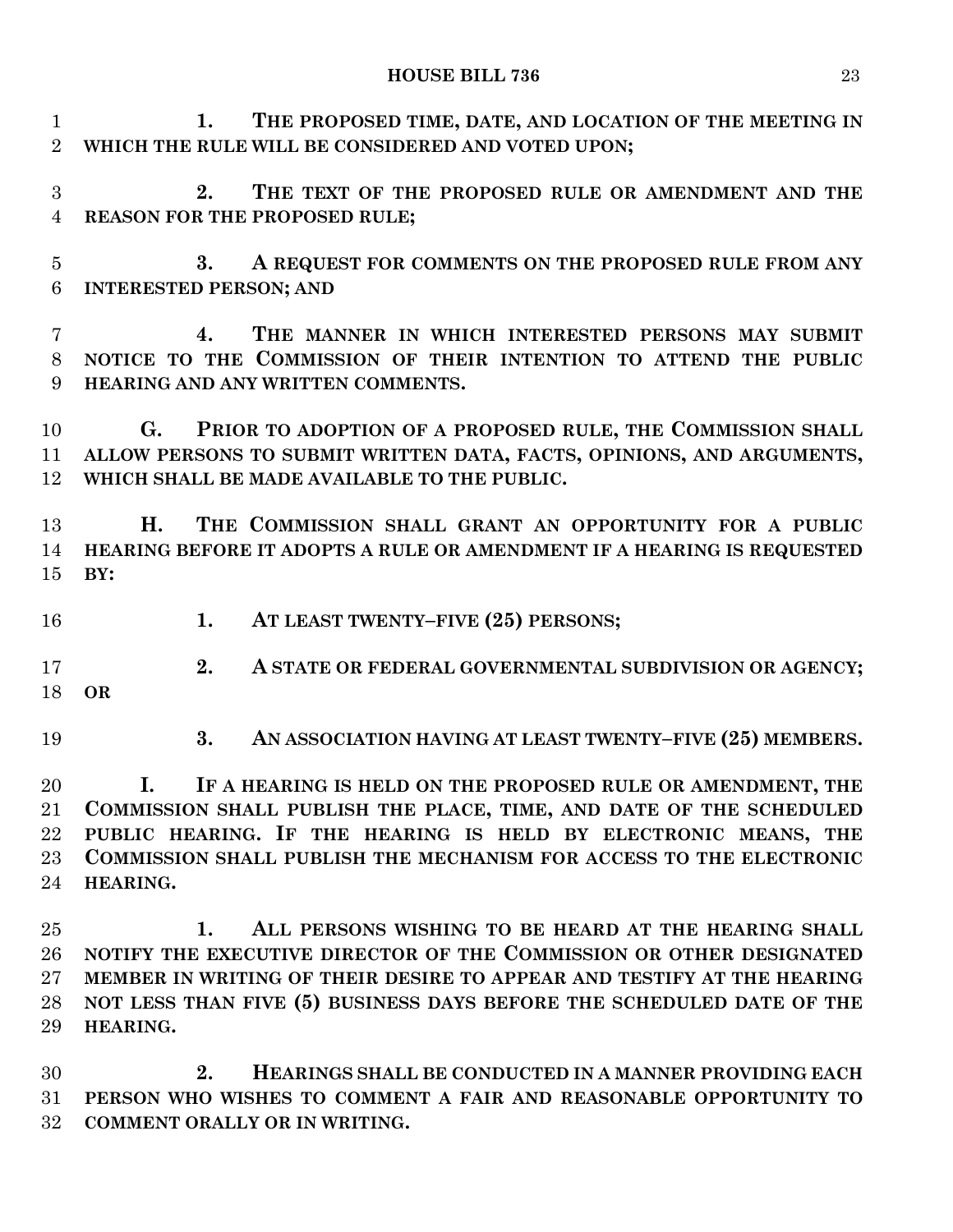**1. THE PROPOSED TIME, DATE, AND LOCATION OF THE MEETING IN WHICH THE RULE WILL BE CONSIDERED AND VOTED UPON;**

**2. THE TEXT OF THE PROPOSED RULE OR AMENDMENT AND THE REASON FOR THE PROPOSED RULE;**

**3. A REQUEST FOR COMMENTS ON THE PROPOSED RULE FROM ANY INTERESTED PERSON; AND**

**4. THE MANNER IN WHICH INTERESTED PERSONS MAY SUBMIT NOTICE TO THE COMMISSION OF THEIR INTENTION TO ATTEND THE PUBLIC HEARING AND ANY WRITTEN COMMENTS.**

**G. PRIOR TO ADOPTION OF A PROPOSED RULE, THE COMMISSION SHALL ALLOW PERSONS TO SUBMIT WRITTEN DATA, FACTS, OPINIONS, AND ARGUMENTS, WHICH SHALL BE MADE AVAILABLE TO THE PUBLIC.**

**H. THE COMMISSION SHALL GRANT AN OPPORTUNITY FOR A PUBLIC HEARING BEFORE IT ADOPTS A RULE OR AMENDMENT IF A HEARING IS REQUESTED BY:**

**1. AT LEAST TWENTY–FIVE (25) PERSONS;**

**2. A STATE OR FEDERAL GOVERNMENTAL SUBDIVISION OR AGENCY; OR**

**3. AN ASSOCIATION HAVING AT LEAST TWENTY–FIVE (25) MEMBERS.**

**I. IF A HEARING IS HELD ON THE PROPOSED RULE OR AMENDMENT, THE COMMISSION SHALL PUBLISH THE PLACE, TIME, AND DATE OF THE SCHEDULED PUBLIC HEARING. IF THE HEARING IS HELD BY ELECTRONIC MEANS, THE COMMISSION SHALL PUBLISH THE MECHANISM FOR ACCESS TO THE ELECTRONIC HEARING.**

**1. ALL PERSONS WISHING TO BE HEARD AT THE HEARING SHALL NOTIFY THE EXECUTIVE DIRECTOR OF THE COMMISSION OR OTHER DESIGNATED MEMBER IN WRITING OF THEIR DESIRE TO APPEAR AND TESTIFY AT THE HEARING NOT LESS THAN FIVE (5) BUSINESS DAYS BEFORE THE SCHEDULED DATE OF THE HEARING.**

**2. HEARINGS SHALL BE CONDUCTED IN A MANNER PROVIDING EACH PERSON WHO WISHES TO COMMENT A FAIR AND REASONABLE OPPORTUNITY TO COMMENT ORALLY OR IN WRITING.**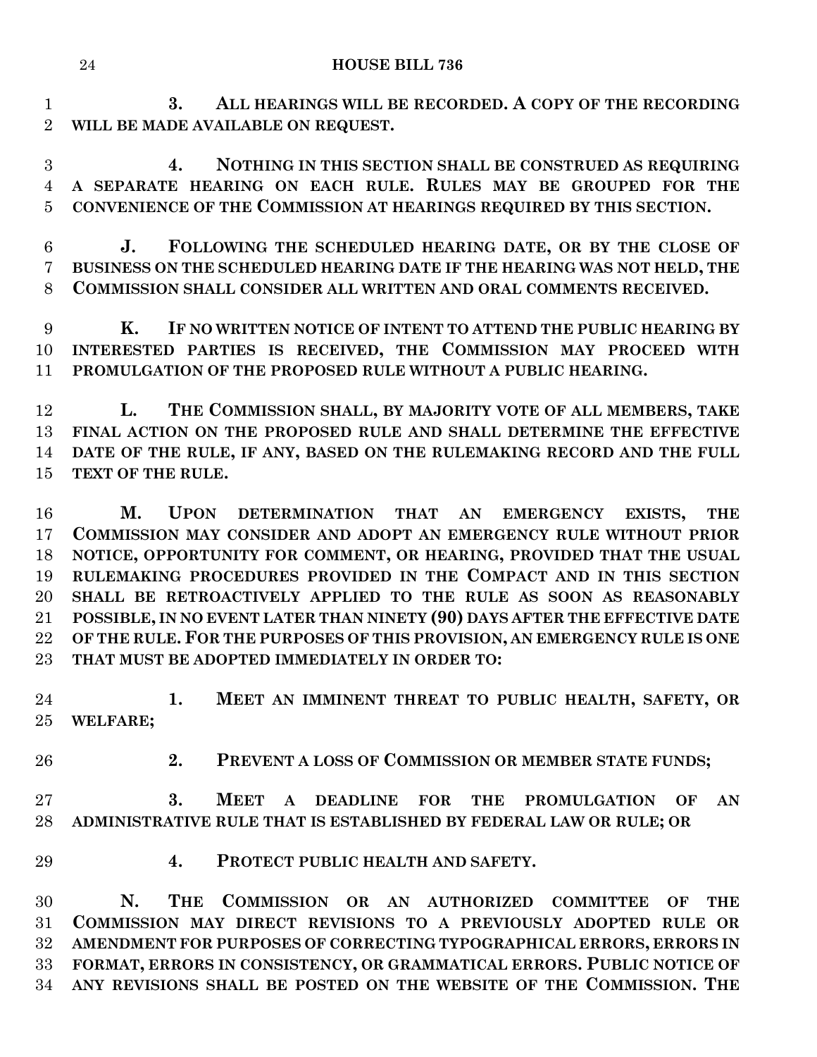**3. ALL HEARINGS WILL BE RECORDED. A COPY OF THE RECORDING WILL BE MADE AVAILABLE ON REQUEST.**

**4. NOTHING IN THIS SECTION SHALL BE CONSTRUED AS REQUIRING A SEPARATE HEARING ON EACH RULE. RULES MAY BE GROUPED FOR THE CONVENIENCE OF THE COMMISSION AT HEARINGS REQUIRED BY THIS SECTION.**

**J. FOLLOWING THE SCHEDULED HEARING DATE, OR BY THE CLOSE OF BUSINESS ON THE SCHEDULED HEARING DATE IF THE HEARING WAS NOT HELD, THE COMMISSION SHALL CONSIDER ALL WRITTEN AND ORAL COMMENTS RECEIVED.**

**K. IF NO WRITTEN NOTICE OF INTENT TO ATTEND THE PUBLIC HEARING BY INTERESTED PARTIES IS RECEIVED, THE COMMISSION MAY PROCEED WITH PROMULGATION OF THE PROPOSED RULE WITHOUT A PUBLIC HEARING.**

**L. THE COMMISSION SHALL, BY MAJORITY VOTE OF ALL MEMBERS, TAKE FINAL ACTION ON THE PROPOSED RULE AND SHALL DETERMINE THE EFFECTIVE DATE OF THE RULE, IF ANY, BASED ON THE RULEMAKING RECORD AND THE FULL TEXT OF THE RULE.**

**M. UPON DETERMINATION THAT AN EMERGENCY EXISTS, THE COMMISSION MAY CONSIDER AND ADOPT AN EMERGENCY RULE WITHOUT PRIOR NOTICE, OPPORTUNITY FOR COMMENT, OR HEARING, PROVIDED THAT THE USUAL RULEMAKING PROCEDURES PROVIDED IN THE COMPACT AND IN THIS SECTION SHALL BE RETROACTIVELY APPLIED TO THE RULE AS SOON AS REASONABLY POSSIBLE, IN NO EVENT LATER THAN NINETY (90) DAYS AFTER THE EFFECTIVE DATE OF THE RULE. FOR THE PURPOSES OF THIS PROVISION, AN EMERGENCY RULE IS ONE THAT MUST BE ADOPTED IMMEDIATELY IN ORDER TO:**

**1. MEET AN IMMINENT THREAT TO PUBLIC HEALTH, SAFETY, OR WELFARE;**

**2. PREVENT A LOSS OF COMMISSION OR MEMBER STATE FUNDS;**

**3. MEET A DEADLINE FOR THE PROMULGATION OF AN ADMINISTRATIVE RULE THAT IS ESTABLISHED BY FEDERAL LAW OR RULE; OR**

**4. PROTECT PUBLIC HEALTH AND SAFETY.**

**N. THE COMMISSION OR AN AUTHORIZED COMMITTEE OF THE COMMISSION MAY DIRECT REVISIONS TO A PREVIOUSLY ADOPTED RULE OR AMENDMENT FOR PURPOSES OF CORRECTING TYPOGRAPHICAL ERRORS, ERRORS IN FORMAT, ERRORS IN CONSISTENCY, OR GRAMMATICAL ERRORS. PUBLIC NOTICE OF ANY REVISIONS SHALL BE POSTED ON THE WEBSITE OF THE COMMISSION. THE**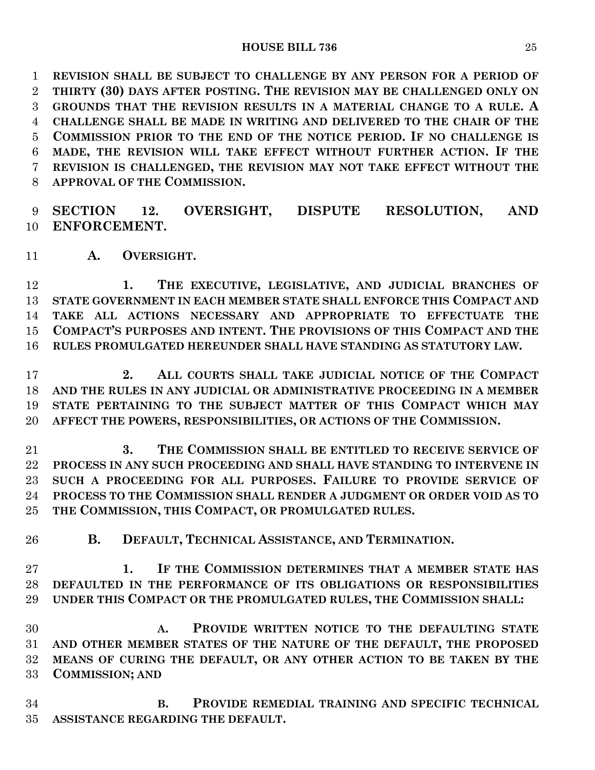**REVISION SHALL BE SUBJECT TO CHALLENGE BY ANY PERSON FOR A PERIOD OF THIRTY (30) DAYS AFTER POSTING. THE REVISION MAY BE CHALLENGED ONLY ON GROUNDS THAT THE REVISION RESULTS IN A MATERIAL CHANGE TO A RULE. A CHALLENGE SHALL BE MADE IN WRITING AND DELIVERED TO THE CHAIR OF THE COMMISSION PRIOR TO THE END OF THE NOTICE PERIOD. IF NO CHALLENGE IS MADE, THE REVISION WILL TAKE EFFECT WITHOUT FURTHER ACTION. IF THE REVISION IS CHALLENGED, THE REVISION MAY NOT TAKE EFFECT WITHOUT THE APPROVAL OF THE COMMISSION.**

## SECTION 12. OVERSIGHT, DISPUTE RESOLUTION, AND ENFORCEMENT.

**A. OVERSIGHT.**

**1. THE EXECUTIVE, LEGISLATIVE, AND JUDICIAL BRANCHES OF STATE GOVERNMENT IN EACH MEMBER STATE SHALL ENFORCE THIS COMPACT AND TAKE ALL ACTIONS NECESSARY AND APPROPRIATE TO EFFECTUATE THE COMPACT'S PURPOSES AND INTENT. THE PROVISIONS OF THIS COMPACT AND THE RULES PROMULGATED HEREUNDER SHALL HAVE STANDING AS STATUTORY LAW.**

**2. ALL COURTS SHALL TAKE JUDICIAL NOTICE OF THE COMPACT AND THE RULES IN ANY JUDICIAL OR ADMINISTRATIVE PROCEEDING IN A MEMBER STATE PERTAINING TO THE SUBJECT MATTER OF THIS COMPACT WHICH MAY AFFECT THE POWERS, RESPONSIBILITIES, OR ACTIONS OF THE COMMISSION.**

**3. THE COMMISSION SHALL BE ENTITLED TO RECEIVE SERVICE OF PROCESS IN ANY SUCH PROCEEDING AND SHALL HAVE STANDING TO INTERVENE IN SUCH A PROCEEDING FOR ALL PURPOSES. FAILURE TO PROVIDE SERVICE OF PROCESS TO THE COMMISSION SHALL RENDER A JUDGMENT OR ORDER VOID AS TO THE COMMISSION, THIS COMPACT, OR PROMULGATED RULES.**

**B. DEFAULT, TECHNICAL ASSISTANCE, AND TERMINATION.**

**1. IF THE COMMISSION DETERMINES THAT A MEMBER STATE HAS DEFAULTED IN THE PERFORMANCE OF ITS OBLIGATIONS OR RESPONSIBILITIES UNDER THIS COMPACT OR THE PROMULGATED RULES, THE COMMISSION SHALL:**

**A. PROVIDE WRITTEN NOTICE TO THE DEFAULTING STATE AND OTHER MEMBER STATES OF THE NATURE OF THE DEFAULT, THE PROPOSED MEANS OF CURING THE DEFAULT, OR ANY OTHER ACTION TO BE TAKEN BY THE COMMISSION; AND**

**B. PROVIDE REMEDIAL TRAINING AND SPECIFIC TECHNICAL ASSISTANCE REGARDING THE DEFAULT.**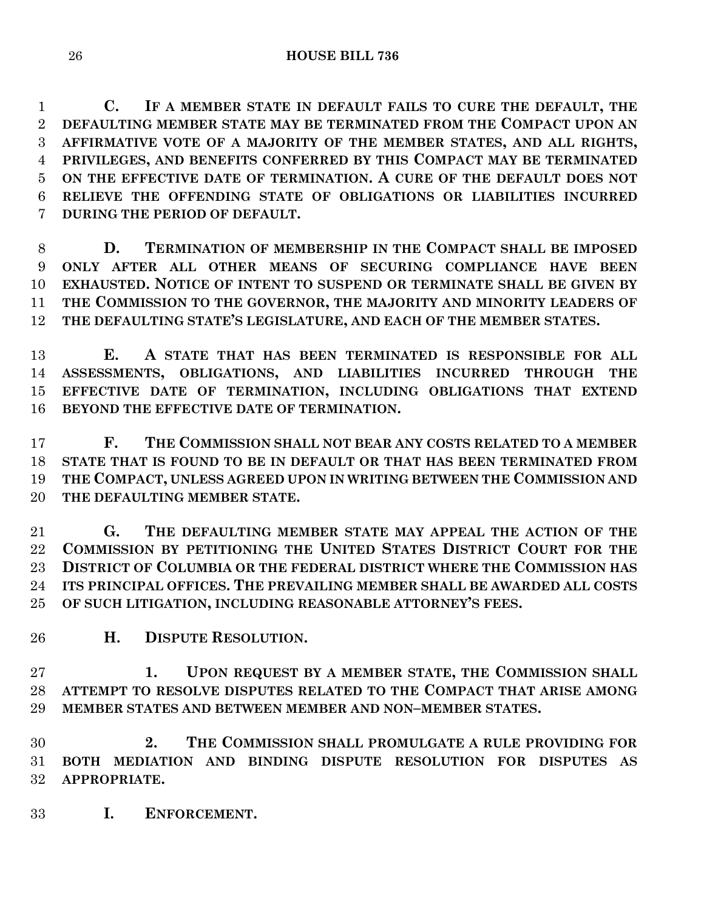**C. IF A MEMBER STATE IN DEFAULT FAILS TO CURE THE DEFAULT, THE DEFAULTING MEMBER STATE MAY BE TERMINATED FROM THE COMPACT UPON AN AFFIRMATIVE VOTE OF A MAJORITY OF THE MEMBER STATES, AND ALL RIGHTS, PRIVILEGES, AND BENEFITS CONFERRED BY THIS COMPACT MAY BE TERMINATED ON THE EFFECTIVE DATE OF TERMINATION. A CURE OF THE DEFAULT DOES NOT RELIEVE THE OFFENDING STATE OF OBLIGATIONS OR LIABILITIES INCURRED DURING THE PERIOD OF DEFAULT.**

**D. TERMINATION OF MEMBERSHIP IN THE COMPACT SHALL BE IMPOSED ONLY AFTER ALL OTHER MEANS OF SECURING COMPLIANCE HAVE BEEN EXHAUSTED. NOTICE OF INTENT TO SUSPEND OR TERMINATE SHALL BE GIVEN BY THE COMMISSION TO THE GOVERNOR, THE MAJORITY AND MINORITY LEADERS OF THE DEFAULTING STATE'S LEGISLATURE, AND EACH OF THE MEMBER STATES.**

**E. A STATE THAT HAS BEEN TERMINATED IS RESPONSIBLE FOR ALL ASSESSMENTS, OBLIGATIONS, AND LIABILITIES INCURRED THROUGH THE EFFECTIVE DATE OF TERMINATION, INCLUDING OBLIGATIONS THAT EXTEND BEYOND THE EFFECTIVE DATE OF TERMINATION.**

**F. THE COMMISSION SHALL NOT BEAR ANY COSTS RELATED TO A MEMBER STATE THAT IS FOUND TO BE IN DEFAULT OR THAT HAS BEEN TERMINATED FROM THE COMPACT, UNLESS AGREED UPON IN WRITING BETWEEN THE COMMISSION AND THE DEFAULTING MEMBER STATE.**

**G. THE DEFAULTING MEMBER STATE MAY APPEAL THE ACTION OF THE COMMISSION BY PETITIONING THE UNITED STATES DISTRICT COURT FOR THE DISTRICT OF COLUMBIA OR THE FEDERAL DISTRICT WHERE THE COMMISSION HAS ITS PRINCIPAL OFFICES. THE PREVAILING MEMBER SHALL BE AWARDED ALL COSTS OF SUCH LITIGATION, INCLUDING REASONABLE ATTORNEY'S FEES.**

**H. DISPUTE RESOLUTION.**

**1. UPON REQUEST BY A MEMBER STATE, THE COMMISSION SHALL ATTEMPT TO RESOLVE DISPUTES RELATED TO THE COMPACT THAT ARISE AMONG MEMBER STATES AND BETWEEN MEMBER AND NON–MEMBER STATES.**

**2. THE COMMISSION SHALL PROMULGATE A RULE PROVIDING FOR BOTH MEDIATION AND BINDING DISPUTE RESOLUTION FOR DISPUTES AS APPROPRIATE.**

**I. ENFORCEMENT.**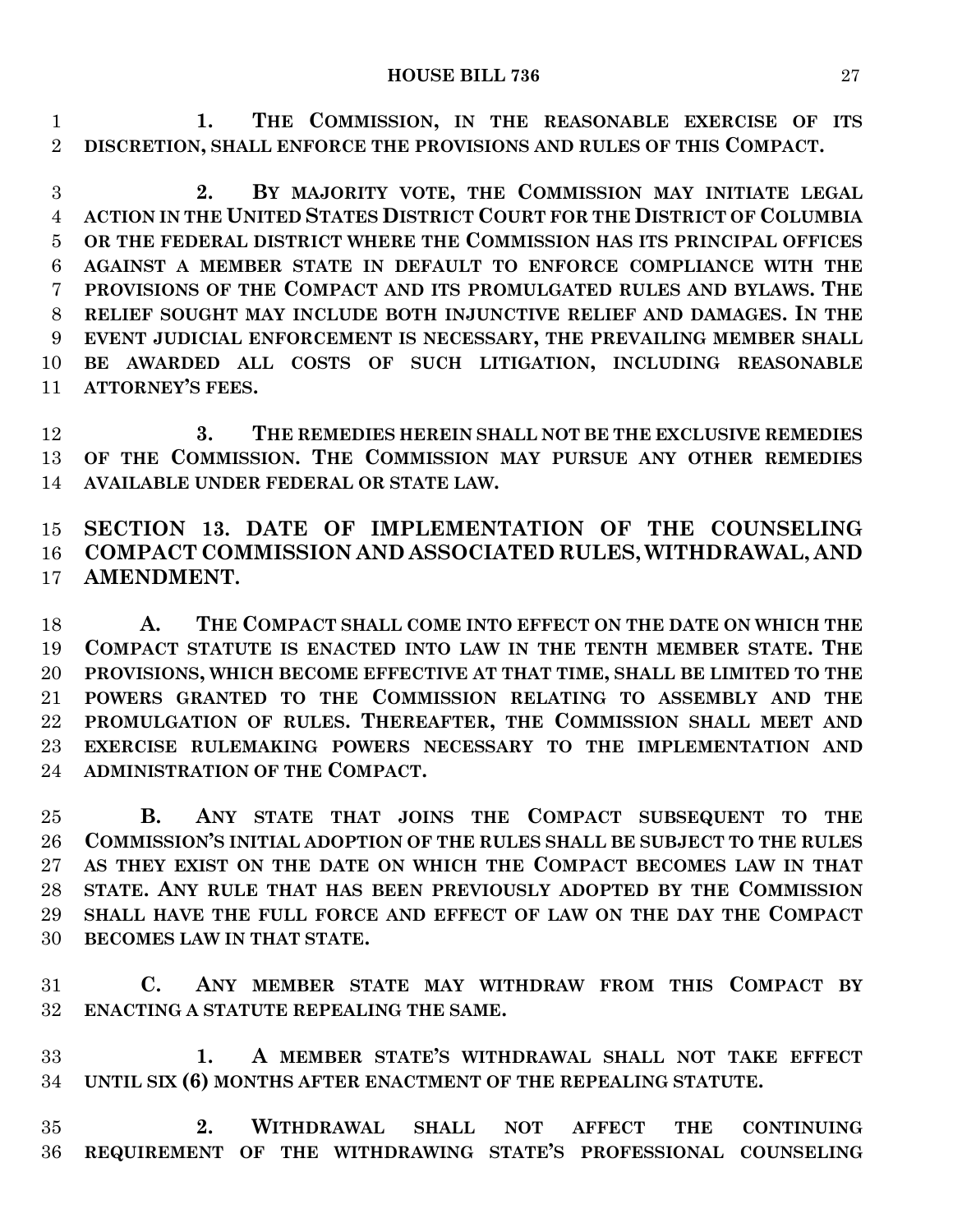**1. THE COMMISSION, IN THE REASONABLE EXERCISE OF ITS DISCRETION, SHALL ENFORCE THE PROVISIONS AND RULES OF THIS COMPACT.**

**2. BY MAJORITY VOTE, THE COMMISSION MAY INITIATE LEGAL ACTION IN THE UNITED STATES DISTRICT COURT FOR THE DISTRICT OF COLUMBIA OR THE FEDERAL DISTRICT WHERE THE COMMISSION HAS ITS PRINCIPAL OFFICES AGAINST A MEMBER STATE IN DEFAULT TO ENFORCE COMPLIANCE WITH THE PROVISIONS OF THE COMPACT AND ITS PROMULGATED RULES AND BYLAWS. THE RELIEF SOUGHT MAY INCLUDE BOTH INJUNCTIVE RELIEF AND DAMAGES. IN THE EVENT JUDICIAL ENFORCEMENT IS NECESSARY, THE PREVAILING MEMBER SHALL BE AWARDED ALL COSTS OF SUCH LITIGATION, INCLUDING REASONABLE ATTORNEY'S FEES.**

**3. THE REMEDIES HEREIN SHALL NOT BE THE EXCLUSIVE REMEDIES OF THE COMMISSION. THE COMMISSION MAY PURSUE ANY OTHER REMEDIES AVAILABLE UNDER FEDERAL OR STATE LAW.**

## SECTION 13. DATE OF IMPLEMENTATION OF THE COUNSELING COMPACT COMMISSION AND ASSOCIATED RULES, WITHDRAWAL, AND AMENDMENT.

**A. THE COMPACT SHALL COME INTO EFFECT ON THE DATE ON WHICH THE COMPACT STATUTE IS ENACTED INTO LAW IN THE TENTH MEMBER STATE. THE PROVISIONS, WHICH BECOME EFFECTIVE AT THAT TIME, SHALL BE LIMITED TO THE POWERS GRANTED TO THE COMMISSION RELATING TO ASSEMBLY AND THE PROMULGATION OF RULES. THEREAFTER, THE COMMISSION SHALL MEET AND EXERCISE RULEMAKING POWERS NECESSARY TO THE IMPLEMENTATION AND ADMINISTRATION OF THE COMPACT.**

**B. ANY STATE THAT JOINS THE COMPACT SUBSEQUENT TO THE COMMISSION'S INITIAL ADOPTION OF THE RULES SHALL BE SUBJECT TO THE RULES AS THEY EXIST ON THE DATE ON WHICH THE COMPACT BECOMES LAW IN THAT STATE. ANY RULE THAT HAS BEEN PREVIOUSLY ADOPTED BY THE COMMISSION SHALL HAVE THE FULL FORCE AND EFFECT OF LAW ON THE DAY THE COMPACT BECOMES LAW IN THAT STATE.**

**C. ANY MEMBER STATE MAY WITHDRAW FROM THIS COMPACT BY ENACTING A STATUTE REPEALING THE SAME.**

**1. A MEMBER STATE'S WITHDRAWAL SHALL NOT TAKE EFFECT UNTIL SIX (6) MONTHS AFTER ENACTMENT OF THE REPEALING STATUTE.**

**2. WITHDRAWAL SHALL NOT AFFECT THE CONTINUING REQUIREMENT OF THE WITHDRAWING STATE'S PROFESSIONAL COUNSELING**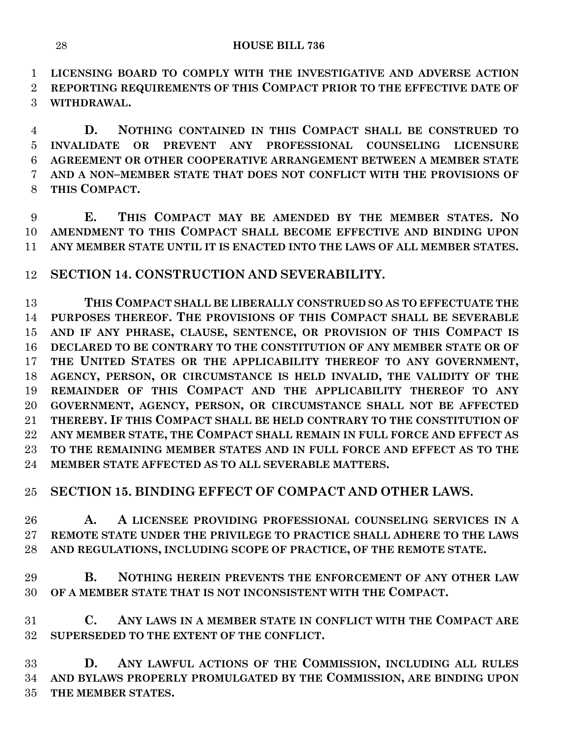**LICENSING BOARD TO COMPLY WITH THE INVESTIGATIVE AND ADVERSE ACTION REPORTING REQUIREMENTS OF THIS COMPACT PRIOR TO THE EFFECTIVE DATE OF WITHDRAWAL.**

**D. NOTHING CONTAINED IN THIS COMPACT SHALL BE CONSTRUED TO INVALIDATE OR PREVENT ANY PROFESSIONAL COUNSELING LICENSURE AGREEMENT OR OTHER COOPERATIVE ARRANGEMENT BETWEEN A MEMBER STATE AND A NON–MEMBER STATE THAT DOES NOT CONFLICT WITH THE PROVISIONS OF THIS COMPACT.**

**E. THIS COMPACT MAY BE AMENDED BY THE MEMBER STATES. NO AMENDMENT TO THIS COMPACT SHALL BECOME EFFECTIVE AND BINDING UPON ANY MEMBER STATE UNTIL IT IS ENACTED INTO THE LAWS OF ALL MEMBER STATES.**

## SECTION 14. CONSTRUCTION AND SEVERABILITY.

**THIS COMPACT SHALL BE LIBERALLY CONSTRUED SO AS TO EFFECTUATE THE PURPOSES THEREOF. THE PROVISIONS OF THIS COMPACT SHALL BE SEVERABLE AND IF ANY PHRASE, CLAUSE, SENTENCE, OR PROVISION OF THIS COMPACT IS DECLARED TO BE CONTRARY TO THE CONSTITUTION OF ANY MEMBER STATE OR OF THE UNITED STATES OR THE APPLICABILITY THEREOF TO ANY GOVERNMENT, AGENCY, PERSON, OR CIRCUMSTANCE IS HELD INVALID, THE VALIDITY OF THE REMAINDER OF THIS COMPACT AND THE APPLICABILITY THEREOF TO ANY GOVERNMENT, AGENCY, PERSON, OR CIRCUMSTANCE SHALL NOT BE AFFECTED THEREBY. IF THIS COMPACT SHALL BE HELD CONTRARY TO THE CONSTITUTION OF ANY MEMBER STATE, THE COMPACT SHALL REMAIN IN FULL FORCE AND EFFECT AS TO THE REMAINING MEMBER STATES AND IN FULL FORCE AND EFFECT AS TO THE MEMBER STATE AFFECTED AS TO ALL SEVERABLE MATTERS.**

## SECTION 15. BINDING EFFECT OF COMPACT AND OTHER LAWS.

**A. A LICENSEE PROVIDING PROFESSIONAL COUNSELING SERVICES IN A REMOTE STATE UNDER THE PRIVILEGE TO PRACTICE SHALL ADHERE TO THE LAWS AND REGULATIONS, INCLUDING SCOPE OF PRACTICE, OF THE REMOTE STATE.**

**B. NOTHING HEREIN PREVENTS THE ENFORCEMENT OF ANY OTHER LAW OF A MEMBER STATE THAT IS NOT INCONSISTENT WITH THE COMPACT.**

**C. ANY LAWS IN A MEMBER STATE IN CONFLICT WITH THE COMPACT ARE SUPERSEDED TO THE EXTENT OF THE CONFLICT.**

**D. ANY LAWFUL ACTIONS OF THE COMMISSION, INCLUDING ALL RULES AND BYLAWS PROPERLY PROMULGATED BY THE COMMISSION, ARE BINDING UPON THE MEMBER STATES.**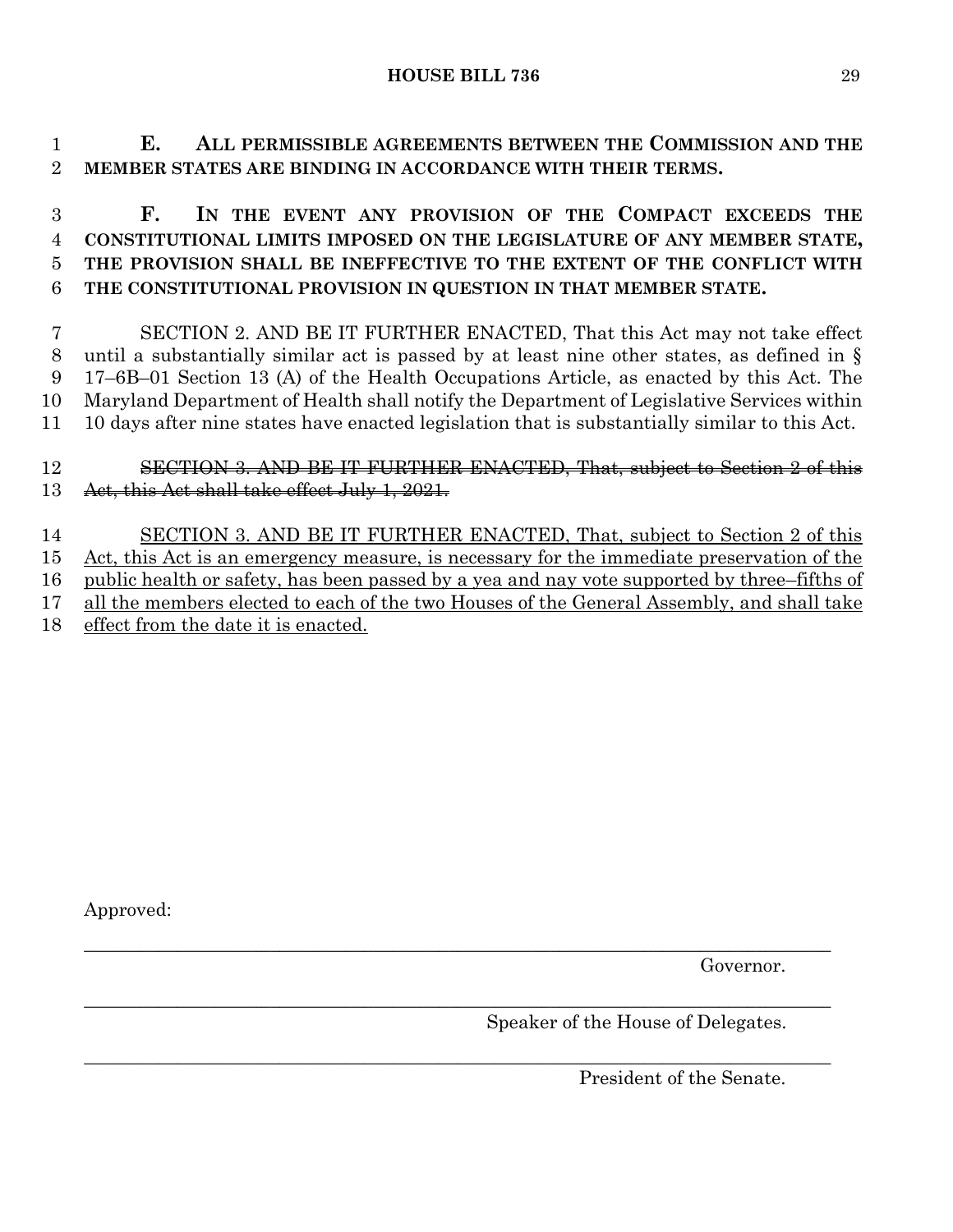**E. ALL PERMISSIBLE AGREEMENTS BETWEEN THE COMMISSION AND THE MEMBER STATES ARE BINDING IN ACCORDANCE WITH THEIR TERMS.**

**F. IN THE EVENT ANY PROVISION OF THE COMPACT EXCEEDS THE CONSTITUTIONAL LIMITS IMPOSED ON THE LEGISLATURE OF ANY MEMBER STATE, THE PROVISION SHALL BE INEFFECTIVE TO THE EXTENT OF THE CONFLICT WITH THE CONSTITUTIONAL PROVISION IN QUESTION IN THAT MEMBER STATE.**

SECTION 2. AND BE IT FURTHER ENACTED, That this Act may not take effect until a substantially similar act is passed by at least nine other states, as defined in § 17–6B–01 Section 13 (A) of the Health Occupations Article, as enacted by this Act. The Maryland Department of Health shall notify the Department of Legislative Services within 10 days after nine states have enacted legislation that is substantially similar to this Act.

~~SECTION 3. AND BE IT FURTHER ENACTED, That, subject to Section 2 of this Act, this Act shall take effect July 1, 2021.~~

SECTION 3. AND BE IT FURTHER ENACTED, That, subject to Section 2 of this Act, this Act is an emergency measure, is necessary for the immediate preservation of the public health or safety, has been passed by a yea and nay vote supported by three–fifths of all the members elected to each of the two Houses of the General Assembly, and shall take effect from the date it is enacted.

Approved:

\_\_\_\_\_\_\_\_\_\_\_\_\_\_\_\_\_\_\_\_\_\_\_\_\_\_\_\_\_\_\_\_\_\_\_\_\_\_\_\_\_\_\_\_\_\_\_\_\_\_\_\_

Governor.

\_\_\_\_\_\_\_\_\_\_\_\_\_\_\_\_\_\_\_\_\_\_\_\_\_\_\_\_\_\_\_\_\_\_\_\_\_\_\_\_\_\_\_\_\_\_\_\_\_\_\_\_

Speaker of the House of Delegates.

\_\_\_\_\_\_\_\_\_\_\_\_\_\_\_\_\_\_\_\_\_\_\_\_\_\_\_\_\_\_\_\_\_\_\_\_\_\_\_\_\_\_\_\_\_\_\_\_\_\_\_\_

President of the Senate.